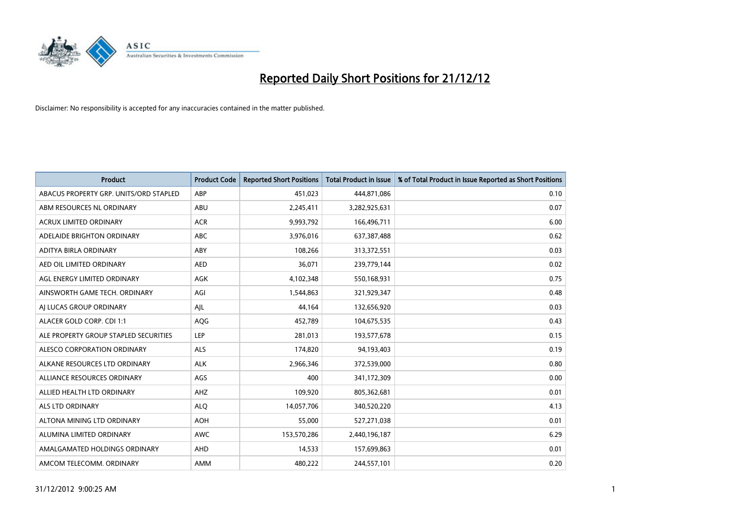# Reported Daily Short Positions for 21/12/12

Disclaimer: No responsibility is accepted for any inaccuracies contained in the matter published.

| Product | Product Code | Reported Short Positions | Total Product in Issue | % of Total Product in Issue Reported as Short Positions |
|---|---|---|---|---|
| ABACUS PROPERTY GRP. UNITS/ORD STAPLED | ABP | 451,023 | 444,871,086 | 0.10 |
| ABM RESOURCES NL ORDINARY | ABU | 2,245,411 | 3,282,925,631 | 0.07 |
| ACRUX LIMITED ORDINARY | ACR | 9,993,792 | 166,496,711 | 6.00 |
| ADELAIDE BRIGHTON ORDINARY | ABC | 3,976,016 | 637,387,488 | 0.62 |
| ADITYA BIRLA ORDINARY | ABY | 108,266 | 313,372,551 | 0.03 |
| AED OIL LIMITED ORDINARY | AED | 36,071 | 239,779,144 | 0.02 |
| AGL ENERGY LIMITED ORDINARY | AGK | 4,102,348 | 550,168,931 | 0.75 |
| AINSWORTH GAME TECH. ORDINARY | AGI | 1,544,863 | 321,929,347 | 0.48 |
| AJ LUCAS GROUP ORDINARY | AJL | 44,164 | 132,656,920 | 0.03 |
| ALACER GOLD CORP. CDI 1:1 | AQG | 452,789 | 104,675,535 | 0.43 |
| ALE PROPERTY GROUP STAPLED SECURITIES | LEP | 281,013 | 193,577,678 | 0.15 |
| ALESCO CORPORATION ORDINARY | ALS | 174,820 | 94,193,403 | 0.19 |
| ALKANE RESOURCES LTD ORDINARY | ALK | 2,966,346 | 372,539,000 | 0.80 |
| ALLIANCE RESOURCES ORDINARY | AGS | 400 | 341,172,309 | 0.00 |
| ALLIED HEALTH LTD ORDINARY | AHZ | 109,920 | 805,362,681 | 0.01 |
| ALS LTD ORDINARY | ALQ | 14,057,706 | 340,520,220 | 4.13 |
| ALTONA MINING LTD ORDINARY | AOH | 55,000 | 527,271,038 | 0.01 |
| ALUMINA LIMITED ORDINARY | AWC | 153,570,286 | 2,440,196,187 | 6.29 |
| AMALGAMATED HOLDINGS ORDINARY | AHD | 14,533 | 157,699,863 | 0.01 |
| AMCOM TELECOMM. ORDINARY | AMM | 480,222 | 244,557,101 | 0.20 |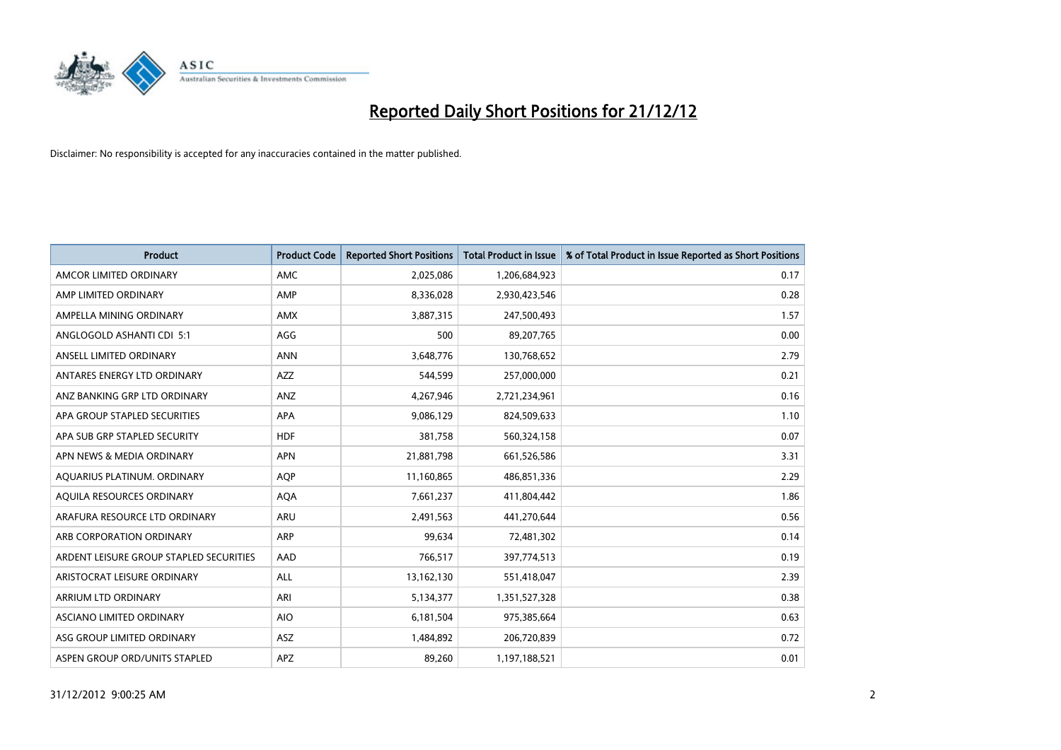# Reported Daily Short Positions for 21/12/12

Disclaimer: No responsibility is accepted for any inaccuracies contained in the matter published.

| Product | Product Code | Reported Short Positions | Total Product in Issue | % of Total Product in Issue Reported as Short Positions |
|---|---|---|---|---|
| AMCOR LIMITED ORDINARY | AMC | 2,025,086 | 1,206,684,923 | 0.17 |
| AMP LIMITED ORDINARY | AMP | 8,336,028 | 2,930,423,546 | 0.28 |
| AMPELLA MINING ORDINARY | AMX | 3,887,315 | 247,500,493 | 1.57 |
| ANGLOGOLD ASHANTI CDI 5:1 | AGG | 500 | 89,207,765 | 0.00 |
| ANSELL LIMITED ORDINARY | ANN | 3,648,776 | 130,768,652 | 2.79 |
| ANTARES ENERGY LTD ORDINARY | AZZ | 544,599 | 257,000,000 | 0.21 |
| ANZ BANKING GRP LTD ORDINARY | ANZ | 4,267,946 | 2,721,234,961 | 0.16 |
| APA GROUP STAPLED SECURITIES | APA | 9,086,129 | 824,509,633 | 1.10 |
| APA SUB GRP STAPLED SECURITY | HDF | 381,758 | 560,324,158 | 0.07 |
| APN NEWS & MEDIA ORDINARY | APN | 21,881,798 | 661,526,586 | 3.31 |
| AQUARIUS PLATINUM. ORDINARY | AQP | 11,160,865 | 486,851,336 | 2.29 |
| AQUILA RESOURCES ORDINARY | AQA | 7,661,237 | 411,804,442 | 1.86 |
| ARAFURA RESOURCE LTD ORDINARY | ARU | 2,491,563 | 441,270,644 | 0.56 |
| ARB CORPORATION ORDINARY | ARP | 99,634 | 72,481,302 | 0.14 |
| ARDENT LEISURE GROUP STAPLED SECURITIES | AAD | 766,517 | 397,774,513 | 0.19 |
| ARISTOCRAT LEISURE ORDINARY | ALL | 13,162,130 | 551,418,047 | 2.39 |
| ARRIUM LTD ORDINARY | ARI | 5,134,377 | 1,351,527,328 | 0.38 |
| ASCIANO LIMITED ORDINARY | AIO | 6,181,504 | 975,385,664 | 0.63 |
| ASG GROUP LIMITED ORDINARY | ASZ | 1,484,892 | 206,720,839 | 0.72 |
| ASPEN GROUP ORD/UNITS STAPLED | APZ | 89,260 | 1,197,188,521 | 0.01 |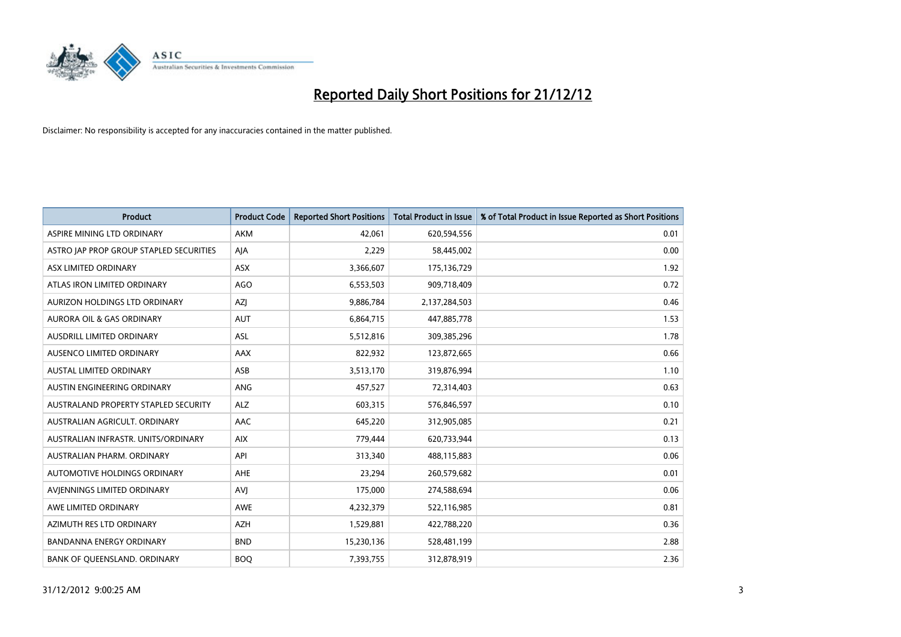# Reported Daily Short Positions for 21/12/12

Disclaimer: No responsibility is accepted for any inaccuracies contained in the matter published.

| Product | Product Code | Reported Short Positions | Total Product in Issue | % of Total Product in Issue Reported as Short Positions |
| --- | --- | --- | --- | --- |
| ASPIRE MINING LTD ORDINARY | AKM | 42,061 | 620,594,556 | 0.01 |
| ASTRO JAP PROP GROUP STAPLED SECURITIES | AJA | 2,229 | 58,445,002 | 0.00 |
| ASX LIMITED ORDINARY | ASX | 3,366,607 | 175,136,729 | 1.92 |
| ATLAS IRON LIMITED ORDINARY | AGO | 6,553,503 | 909,718,409 | 0.72 |
| AURIZON HOLDINGS LTD ORDINARY | AZJ | 9,886,784 | 2,137,284,503 | 0.46 |
| AURORA OIL & GAS ORDINARY | AUT | 6,864,715 | 447,885,778 | 1.53 |
| AUSDRILL LIMITED ORDINARY | ASL | 5,512,816 | 309,385,296 | 1.78 |
| AUSENCO LIMITED ORDINARY | AAX | 822,932 | 123,872,665 | 0.66 |
| AUSTAL LIMITED ORDINARY | ASB | 3,513,170 | 319,876,994 | 1.10 |
| AUSTIN ENGINEERING ORDINARY | ANG | 457,527 | 72,314,403 | 0.63 |
| AUSTRALAND PROPERTY STAPLED SECURITY | ALZ | 603,315 | 576,846,597 | 0.10 |
| AUSTRALIAN AGRICULT. ORDINARY | AAC | 645,220 | 312,905,085 | 0.21 |
| AUSTRALIAN INFRASTR. UNITS/ORDINARY | AIX | 779,444 | 620,733,944 | 0.13 |
| AUSTRALIAN PHARM. ORDINARY | API | 313,340 | 488,115,883 | 0.06 |
| AUTOMOTIVE HOLDINGS ORDINARY | AHE | 23,294 | 260,579,682 | 0.01 |
| AVJENNINGS LIMITED ORDINARY | AVJ | 175,000 | 274,588,694 | 0.06 |
| AWE LIMITED ORDINARY | AWE | 4,232,379 | 522,116,985 | 0.81 |
| AZIMUTH RES LTD ORDINARY | AZH | 1,529,881 | 422,788,220 | 0.36 |
| BANDANNA ENERGY ORDINARY | BND | 15,230,136 | 528,481,199 | 2.88 |
| BANK OF QUEENSLAND. ORDINARY | BOQ | 7,393,755 | 312,878,919 | 2.36 |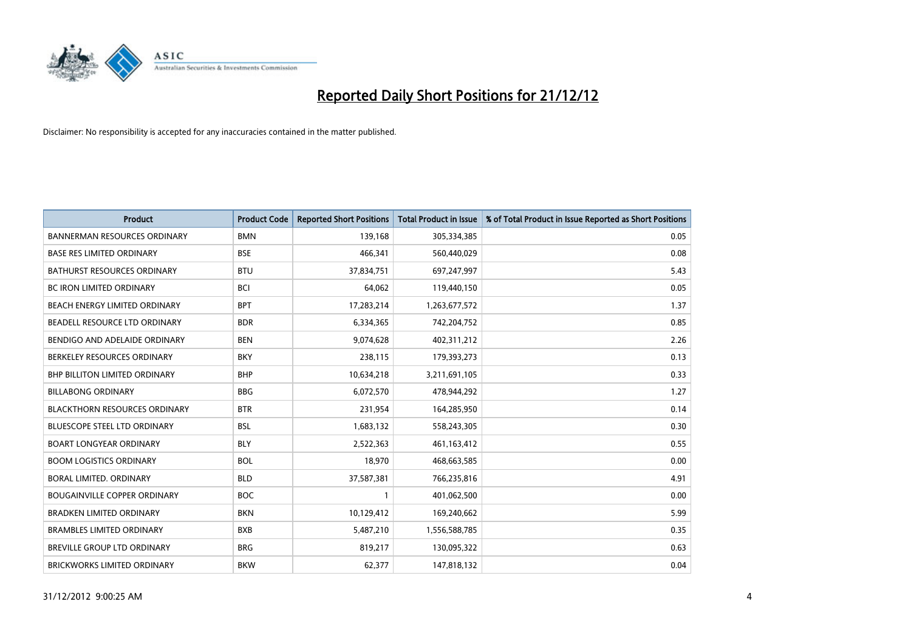# Reported Daily Short Positions for 21/12/12

Disclaimer: No responsibility is accepted for any inaccuracies contained in the matter published.

| Product | Product Code | Reported Short Positions | Total Product in Issue | % of Total Product in Issue Reported as Short Positions |
|---|---|---|---|---|
| BANNERMAN RESOURCES ORDINARY | BMN | 139,168 | 305,334,385 | 0.05 |
| BASE RES LIMITED ORDINARY | BSE | 466,341 | 560,440,029 | 0.08 |
| BATHURST RESOURCES ORDINARY | BTU | 37,834,751 | 697,247,997 | 5.43 |
| BC IRON LIMITED ORDINARY | BCI | 64,062 | 119,440,150 | 0.05 |
| BEACH ENERGY LIMITED ORDINARY | BPT | 17,283,214 | 1,263,677,572 | 1.37 |
| BEADELL RESOURCE LTD ORDINARY | BDR | 6,334,365 | 742,204,752 | 0.85 |
| BENDIGO AND ADELAIDE ORDINARY | BEN | 9,074,628 | 402,311,212 | 2.26 |
| BERKELEY RESOURCES ORDINARY | BKY | 238,115 | 179,393,273 | 0.13 |
| BHP BILLITON LIMITED ORDINARY | BHP | 10,634,218 | 3,211,691,105 | 0.33 |
| BILLABONG ORDINARY | BBG | 6,072,570 | 478,944,292 | 1.27 |
| BLACKTHORN RESOURCES ORDINARY | BTR | 231,954 | 164,285,950 | 0.14 |
| BLUESCOPE STEEL LTD ORDINARY | BSL | 1,683,132 | 558,243,305 | 0.30 |
| BOART LONGYEAR ORDINARY | BLY | 2,522,363 | 461,163,412 | 0.55 |
| BOOM LOGISTICS ORDINARY | BOL | 18,970 | 468,663,585 | 0.00 |
| BORAL LIMITED. ORDINARY | BLD | 37,587,381 | 766,235,816 | 4.91 |
| BOUGAINVILLE COPPER ORDINARY | BOC | 1 | 401,062,500 | 0.00 |
| BRADKEN LIMITED ORDINARY | BKN | 10,129,412 | 169,240,662 | 5.99 |
| BRAMBLES LIMITED ORDINARY | BXB | 5,487,210 | 1,556,588,785 | 0.35 |
| BREVILLE GROUP LTD ORDINARY | BRG | 819,217 | 130,095,322 | 0.63 |
| BRICKWORKS LIMITED ORDINARY | BKW | 62,377 | 147,818,132 | 0.04 |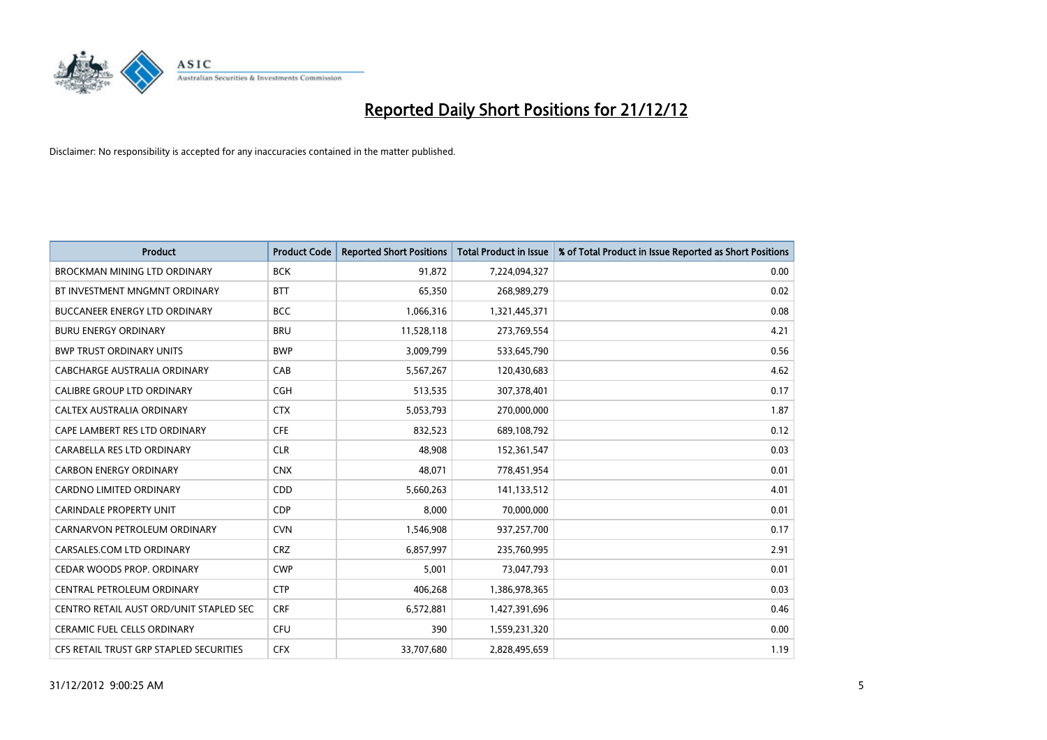# Reported Daily Short Positions for 21/12/12

Disclaimer: No responsibility is accepted for any inaccuracies contained in the matter published.

| Product | Product Code | Reported Short Positions | Total Product in Issue | % of Total Product in Issue Reported as Short Positions |
|---|---|---|---|---|
| BROCKMAN MINING LTD ORDINARY | BCK | 91,872 | 7,224,094,327 | 0.00 |
| BT INVESTMENT MNGMNT ORDINARY | BTT | 65,350 | 268,989,279 | 0.02 |
| BUCCANEER ENERGY LTD ORDINARY | BCC | 1,066,316 | 1,321,445,371 | 0.08 |
| BURU ENERGY ORDINARY | BRU | 11,528,118 | 273,769,554 | 4.21 |
| BWP TRUST ORDINARY UNITS | BWP | 3,009,799 | 533,645,790 | 0.56 |
| CABCHARGE AUSTRALIA ORDINARY | CAB | 5,567,267 | 120,430,683 | 4.62 |
| CALIBRE GROUP LTD ORDINARY | CGH | 513,535 | 307,378,401 | 0.17 |
| CALTEX AUSTRALIA ORDINARY | CTX | 5,053,793 | 270,000,000 | 1.87 |
| CAPE LAMBERT RES LTD ORDINARY | CFE | 832,523 | 689,108,792 | 0.12 |
| CARABELLA RES LTD ORDINARY | CLR | 48,908 | 152,361,547 | 0.03 |
| CARBON ENERGY ORDINARY | CNX | 48,071 | 778,451,954 | 0.01 |
| CARDNO LIMITED ORDINARY | CDD | 5,660,263 | 141,133,512 | 4.01 |
| CARINDALE PROPERTY UNIT | CDP | 8,000 | 70,000,000 | 0.01 |
| CARNARVON PETROLEUM ORDINARY | CVN | 1,546,908 | 937,257,700 | 0.17 |
| CARSALES.COM LTD ORDINARY | CRZ | 6,857,997 | 235,760,995 | 2.91 |
| CEDAR WOODS PROP. ORDINARY | CWP | 5,001 | 73,047,793 | 0.01 |
| CENTRAL PETROLEUM ORDINARY | CTP | 406,268 | 1,386,978,365 | 0.03 |
| CENTRO RETAIL AUST ORD/UNIT STAPLED SEC | CRF | 6,572,881 | 1,427,391,696 | 0.46 |
| CERAMIC FUEL CELLS ORDINARY | CFU | 390 | 1,559,231,320 | 0.00 |
| CFS RETAIL TRUST GRP STAPLED SECURITIES | CFX | 33,707,680 | 2,828,495,659 | 1.19 |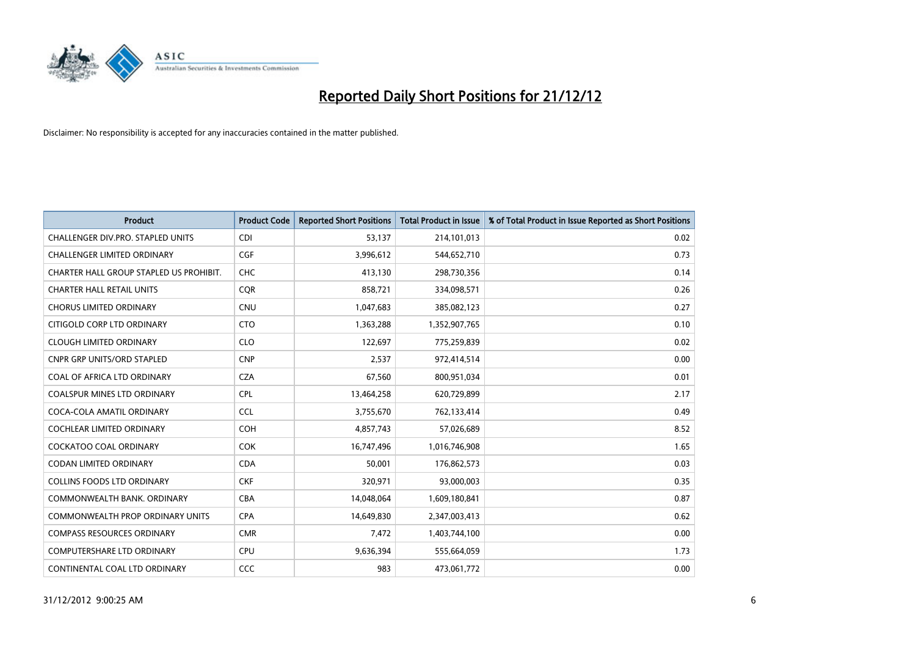# Reported Daily Short Positions for 21/12/12

Disclaimer: No responsibility is accepted for any inaccuracies contained in the matter published.

| Product | Product Code | Reported Short Positions | Total Product in Issue | % of Total Product in Issue Reported as Short Positions |
|---|---|---|---|---|
| CHALLENGER DIV.PRO. STAPLED UNITS | CDI | 53,137 | 214,101,013 | 0.02 |
| CHALLENGER LIMITED ORDINARY | CGF | 3,996,612 | 544,652,710 | 0.73 |
| CHARTER HALL GROUP STAPLED US PROHIBIT. | CHC | 413,130 | 298,730,356 | 0.14 |
| CHARTER HALL RETAIL UNITS | CQR | 858,721 | 334,098,571 | 0.26 |
| CHORUS LIMITED ORDINARY | CNU | 1,047,683 | 385,082,123 | 0.27 |
| CITIGOLD CORP LTD ORDINARY | CTO | 1,363,288 | 1,352,907,765 | 0.10 |
| CLOUGH LIMITED ORDINARY | CLO | 122,697 | 775,259,839 | 0.02 |
| CNPR GRP UNITS/ORD STAPLED | CNP | 2,537 | 972,414,514 | 0.00 |
| COAL OF AFRICA LTD ORDINARY | CZA | 67,560 | 800,951,034 | 0.01 |
| COALSPUR MINES LTD ORDINARY | CPL | 13,464,258 | 620,729,899 | 2.17 |
| COCA-COLA AMATIL ORDINARY | CCL | 3,755,670 | 762,133,414 | 0.49 |
| COCHLEAR LIMITED ORDINARY | COH | 4,857,743 | 57,026,689 | 8.52 |
| COCKATOO COAL ORDINARY | COK | 16,747,496 | 1,016,746,908 | 1.65 |
| CODAN LIMITED ORDINARY | CDA | 50,001 | 176,862,573 | 0.03 |
| COLLINS FOODS LTD ORDINARY | CKF | 320,971 | 93,000,003 | 0.35 |
| COMMONWEALTH BANK. ORDINARY | CBA | 14,048,064 | 1,609,180,841 | 0.87 |
| COMMONWEALTH PROP ORDINARY UNITS | CPA | 14,649,830 | 2,347,003,413 | 0.62 |
| COMPASS RESOURCES ORDINARY | CMR | 7,472 | 1,403,744,100 | 0.00 |
| COMPUTERSHARE LTD ORDINARY | CPU | 9,636,394 | 555,664,059 | 1.73 |
| CONTINENTAL COAL LTD ORDINARY | CCC | 983 | 473,061,772 | 0.00 |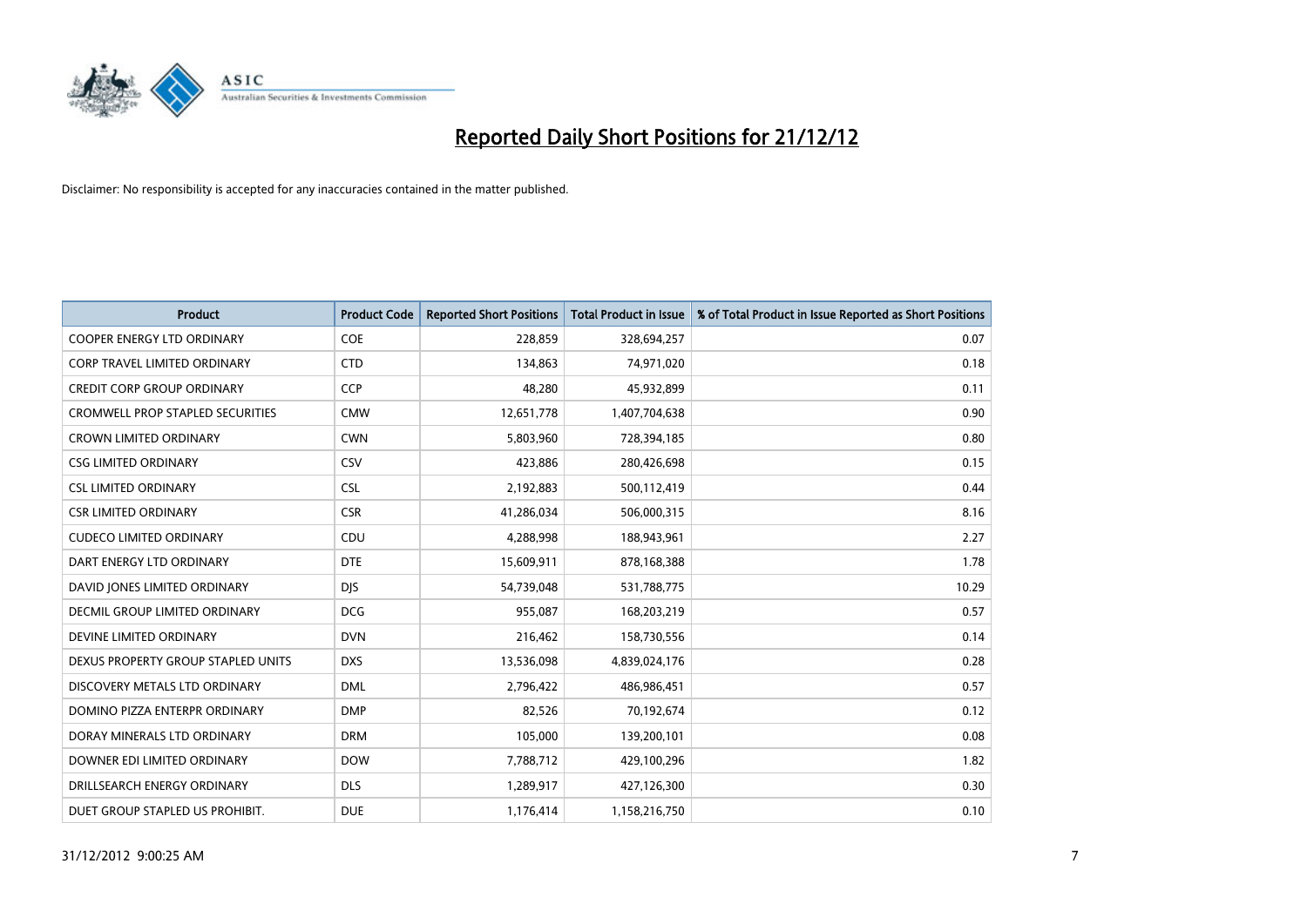# Reported Daily Short Positions for 21/12/12

Disclaimer: No responsibility is accepted for any inaccuracies contained in the matter published.

| Product | Product Code | Reported Short Positions | Total Product in Issue | % of Total Product in Issue Reported as Short Positions |
|---|---|---|---|---|
| COOPER ENERGY LTD ORDINARY | COE | 228,859 | 328,694,257 | 0.07 |
| CORP TRAVEL LIMITED ORDINARY | CTD | 134,863 | 74,971,020 | 0.18 |
| CREDIT CORP GROUP ORDINARY | CCP | 48,280 | 45,932,899 | 0.11 |
| CROMWELL PROP STAPLED SECURITIES | CMW | 12,651,778 | 1,407,704,638 | 0.90 |
| CROWN LIMITED ORDINARY | CWN | 5,803,960 | 728,394,185 | 0.80 |
| CSG LIMITED ORDINARY | CSV | 423,886 | 280,426,698 | 0.15 |
| CSL LIMITED ORDINARY | CSL | 2,192,883 | 500,112,419 | 0.44 |
| CSR LIMITED ORDINARY | CSR | 41,286,034 | 506,000,315 | 8.16 |
| CUDECO LIMITED ORDINARY | CDU | 4,288,998 | 188,943,961 | 2.27 |
| DART ENERGY LTD ORDINARY | DTE | 15,609,911 | 878,168,388 | 1.78 |
| DAVID JONES LIMITED ORDINARY | DJS | 54,739,048 | 531,788,775 | 10.29 |
| DECMIL GROUP LIMITED ORDINARY | DCG | 955,087 | 168,203,219 | 0.57 |
| DEVINE LIMITED ORDINARY | DVN | 216,462 | 158,730,556 | 0.14 |
| DEXUS PROPERTY GROUP STAPLED UNITS | DXS | 13,536,098 | 4,839,024,176 | 0.28 |
| DISCOVERY METALS LTD ORDINARY | DML | 2,796,422 | 486,986,451 | 0.57 |
| DOMINO PIZZA ENTERPR ORDINARY | DMP | 82,526 | 70,192,674 | 0.12 |
| DORAY MINERALS LTD ORDINARY | DRM | 105,000 | 139,200,101 | 0.08 |
| DOWNER EDI LIMITED ORDINARY | DOW | 7,788,712 | 429,100,296 | 1.82 |
| DRILLSEARCH ENERGY ORDINARY | DLS | 1,289,917 | 427,126,300 | 0.30 |
| DUET GROUP STAPLED US PROHIBIT. | DUE | 1,176,414 | 1,158,216,750 | 0.10 |

31/12/2012 9:00:25 AM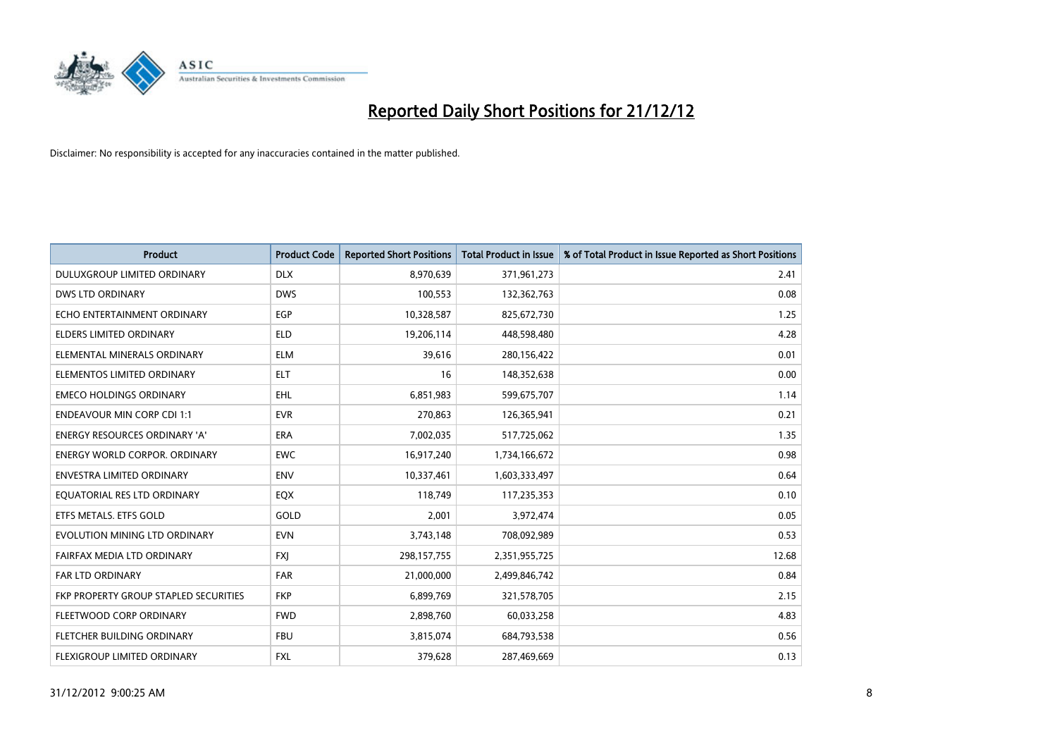# Reported Daily Short Positions for 21/12/12

Disclaimer: No responsibility is accepted for any inaccuracies contained in the matter published.

| Product | Product Code | Reported Short Positions | Total Product in Issue | % of Total Product in Issue Reported as Short Positions |
|---|---|---|---|---|
| DULUXGROUP LIMITED ORDINARY | DLX | 8,970,639 | 371,961,273 | 2.41 |
| DWS LTD ORDINARY | DWS | 100,553 | 132,362,763 | 0.08 |
| ECHO ENTERTAINMENT ORDINARY | EGP | 10,328,587 | 825,672,730 | 1.25 |
| ELDERS LIMITED ORDINARY | ELD | 19,206,114 | 448,598,480 | 4.28 |
| ELEMENTAL MINERALS ORDINARY | ELM | 39,616 | 280,156,422 | 0.01 |
| ELEMENTOS LIMITED ORDINARY | ELT | 16 | 148,352,638 | 0.00 |
| EMECO HOLDINGS ORDINARY | EHL | 6,851,983 | 599,675,707 | 1.14 |
| ENDEAVOUR MIN CORP CDI 1:1 | EVR | 270,863 | 126,365,941 | 0.21 |
| ENERGY RESOURCES ORDINARY 'A' | ERA | 7,002,035 | 517,725,062 | 1.35 |
| ENERGY WORLD CORPOR. ORDINARY | EWC | 16,917,240 | 1,734,166,672 | 0.98 |
| ENVESTRA LIMITED ORDINARY | ENV | 10,337,461 | 1,603,333,497 | 0.64 |
| EQUATORIAL RES LTD ORDINARY | EQX | 118,749 | 117,235,353 | 0.10 |
| ETFS METALS. ETFS GOLD | GOLD | 2,001 | 3,972,474 | 0.05 |
| EVOLUTION MINING LTD ORDINARY | EVN | 3,743,148 | 708,092,989 | 0.53 |
| FAIRFAX MEDIA LTD ORDINARY | FXJ | 298,157,755 | 2,351,955,725 | 12.68 |
| FAR LTD ORDINARY | FAR | 21,000,000 | 2,499,846,742 | 0.84 |
| FKP PROPERTY GROUP STAPLED SECURITIES | FKP | 6,899,769 | 321,578,705 | 2.15 |
| FLEETWOOD CORP ORDINARY | FWD | 2,898,760 | 60,033,258 | 4.83 |
| FLETCHER BUILDING ORDINARY | FBU | 3,815,074 | 684,793,538 | 0.56 |
| FLEXIGROUP LIMITED ORDINARY | FXL | 379,628 | 287,469,669 | 0.13 |

31/12/2012 9:00:25 AM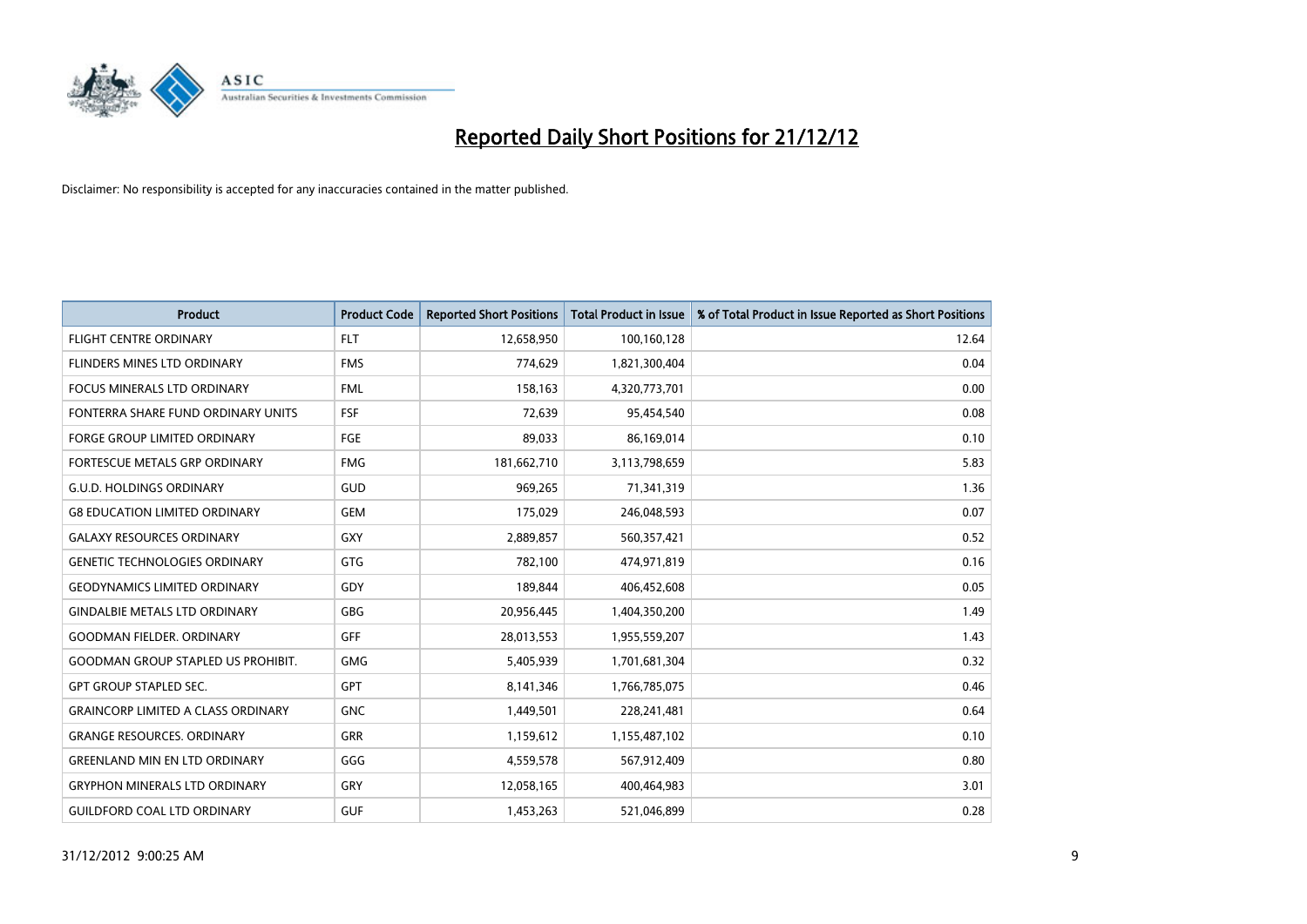# Reported Daily Short Positions for 21/12/12

Disclaimer: No responsibility is accepted for any inaccuracies contained in the matter published.

| Product | Product Code | Reported Short Positions | Total Product in Issue | % of Total Product in Issue Reported as Short Positions |
|---|---|---|---|---|
| FLIGHT CENTRE ORDINARY | FLT | 12,658,950 | 100,160,128 | 12.64 |
| FLINDERS MINES LTD ORDINARY | FMS | 774,629 | 1,821,300,404 | 0.04 |
| FOCUS MINERALS LTD ORDINARY | FML | 158,163 | 4,320,773,701 | 0.00 |
| FONTERRA SHARE FUND ORDINARY UNITS | FSF | 72,639 | 95,454,540 | 0.08 |
| FORGE GROUP LIMITED ORDINARY | FGE | 89,033 | 86,169,014 | 0.10 |
| FORTESCUE METALS GRP ORDINARY | FMG | 181,662,710 | 3,113,798,659 | 5.83 |
| G.U.D. HOLDINGS ORDINARY | GUD | 969,265 | 71,341,319 | 1.36 |
| G8 EDUCATION LIMITED ORDINARY | GEM | 175,029 | 246,048,593 | 0.07 |
| GALAXY RESOURCES ORDINARY | GXY | 2,889,857 | 560,357,421 | 0.52 |
| GENETIC TECHNOLOGIES ORDINARY | GTG | 782,100 | 474,971,819 | 0.16 |
| GEODYNAMICS LIMITED ORDINARY | GDY | 189,844 | 406,452,608 | 0.05 |
| GINDALBIE METALS LTD ORDINARY | GBG | 20,956,445 | 1,404,350,200 | 1.49 |
| GOODMAN FIELDER. ORDINARY | GFF | 28,013,553 | 1,955,559,207 | 1.43 |
| GOODMAN GROUP STAPLED US PROHIBIT. | GMG | 5,405,939 | 1,701,681,304 | 0.32 |
| GPT GROUP STAPLED SEC. | GPT | 8,141,346 | 1,766,785,075 | 0.46 |
| GRAINCORP LIMITED A CLASS ORDINARY | GNC | 1,449,501 | 228,241,481 | 0.64 |
| GRANGE RESOURCES. ORDINARY | GRR | 1,159,612 | 1,155,487,102 | 0.10 |
| GREENLAND MIN EN LTD ORDINARY | GGG | 4,559,578 | 567,912,409 | 0.80 |
| GRYPHON MINERALS LTD ORDINARY | GRY | 12,058,165 | 400,464,983 | 3.01 |
| GUILDFORD COAL LTD ORDINARY | GUF | 1,453,263 | 521,046,899 | 0.28 |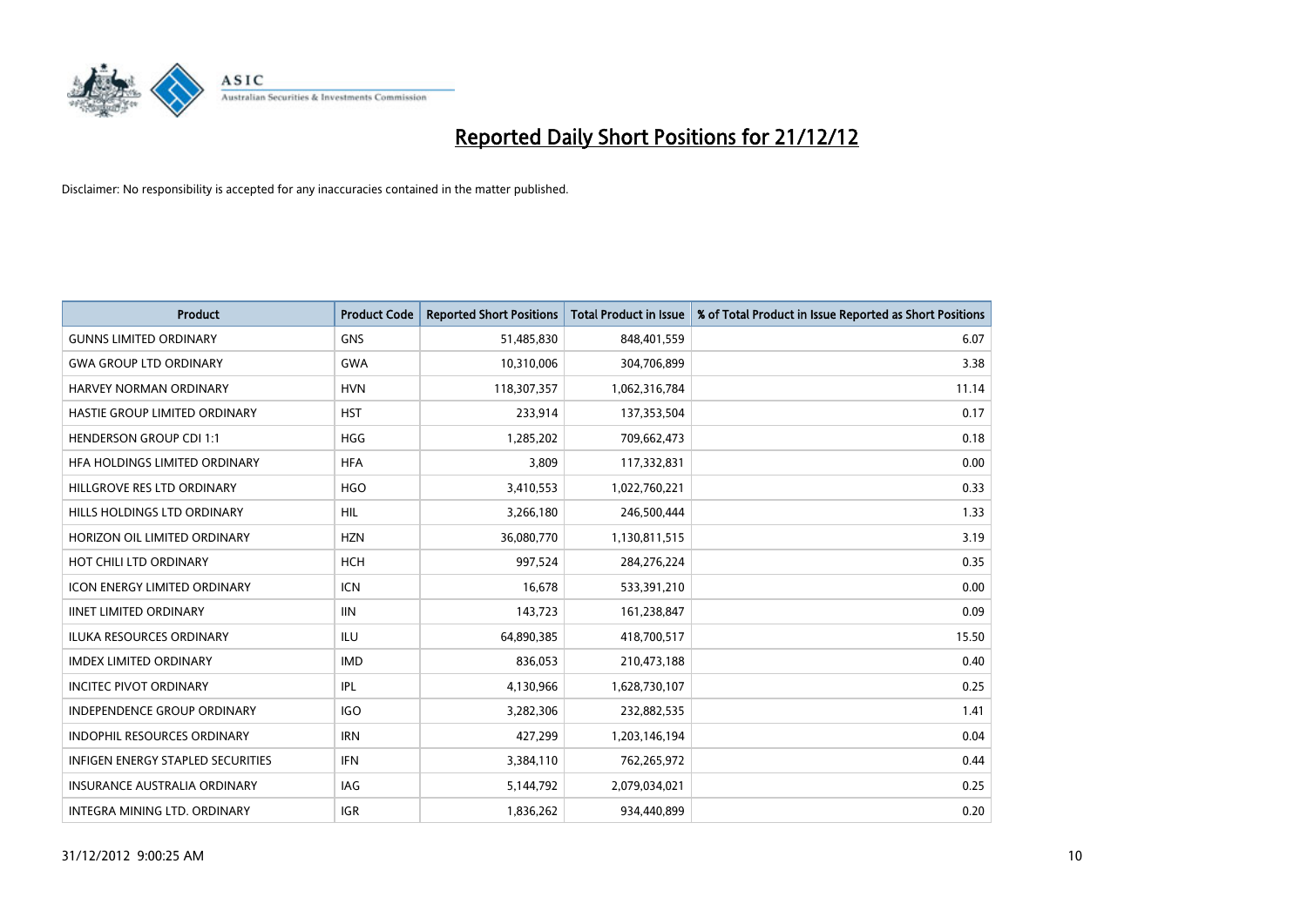# Reported Daily Short Positions for 21/12/12

Disclaimer: No responsibility is accepted for any inaccuracies contained in the matter published.

| Product | Product Code | Reported Short Positions | Total Product in Issue | % of Total Product in Issue Reported as Short Positions |
|---|---|---|---|---|
| GUNNS LIMITED ORDINARY | GNS | 51,485,830 | 848,401,559 | 6.07 |
| GWA GROUP LTD ORDINARY | GWA | 10,310,006 | 304,706,899 | 3.38 |
| HARVEY NORMAN ORDINARY | HVN | 118,307,357 | 1,062,316,784 | 11.14 |
| HASTIE GROUP LIMITED ORDINARY | HST | 233,914 | 137,353,504 | 0.17 |
| HENDERSON GROUP CDI 1:1 | HGG | 1,285,202 | 709,662,473 | 0.18 |
| HFA HOLDINGS LIMITED ORDINARY | HFA | 3,809 | 117,332,831 | 0.00 |
| HILLGROVE RES LTD ORDINARY | HGO | 3,410,553 | 1,022,760,221 | 0.33 |
| HILLS HOLDINGS LTD ORDINARY | HIL | 3,266,180 | 246,500,444 | 1.33 |
| HORIZON OIL LIMITED ORDINARY | HZN | 36,080,770 | 1,130,811,515 | 3.19 |
| HOT CHILI LTD ORDINARY | HCH | 997,524 | 284,276,224 | 0.35 |
| ICON ENERGY LIMITED ORDINARY | ICN | 16,678 | 533,391,210 | 0.00 |
| IINET LIMITED ORDINARY | IIN | 143,723 | 161,238,847 | 0.09 |
| ILUKA RESOURCES ORDINARY | ILU | 64,890,385 | 418,700,517 | 15.50 |
| IMDEX LIMITED ORDINARY | IMD | 836,053 | 210,473,188 | 0.40 |
| INCITEC PIVOT ORDINARY | IPL | 4,130,966 | 1,628,730,107 | 0.25 |
| INDEPENDENCE GROUP ORDINARY | IGO | 3,282,306 | 232,882,535 | 1.41 |
| INDOPHIL RESOURCES ORDINARY | IRN | 427,299 | 1,203,146,194 | 0.04 |
| INFIGEN ENERGY STAPLED SECURITIES | IFN | 3,384,110 | 762,265,972 | 0.44 |
| INSURANCE AUSTRALIA ORDINARY | IAG | 5,144,792 | 2,079,034,021 | 0.25 |
| INTEGRA MINING LTD. ORDINARY | IGR | 1,836,262 | 934,440,899 | 0.20 |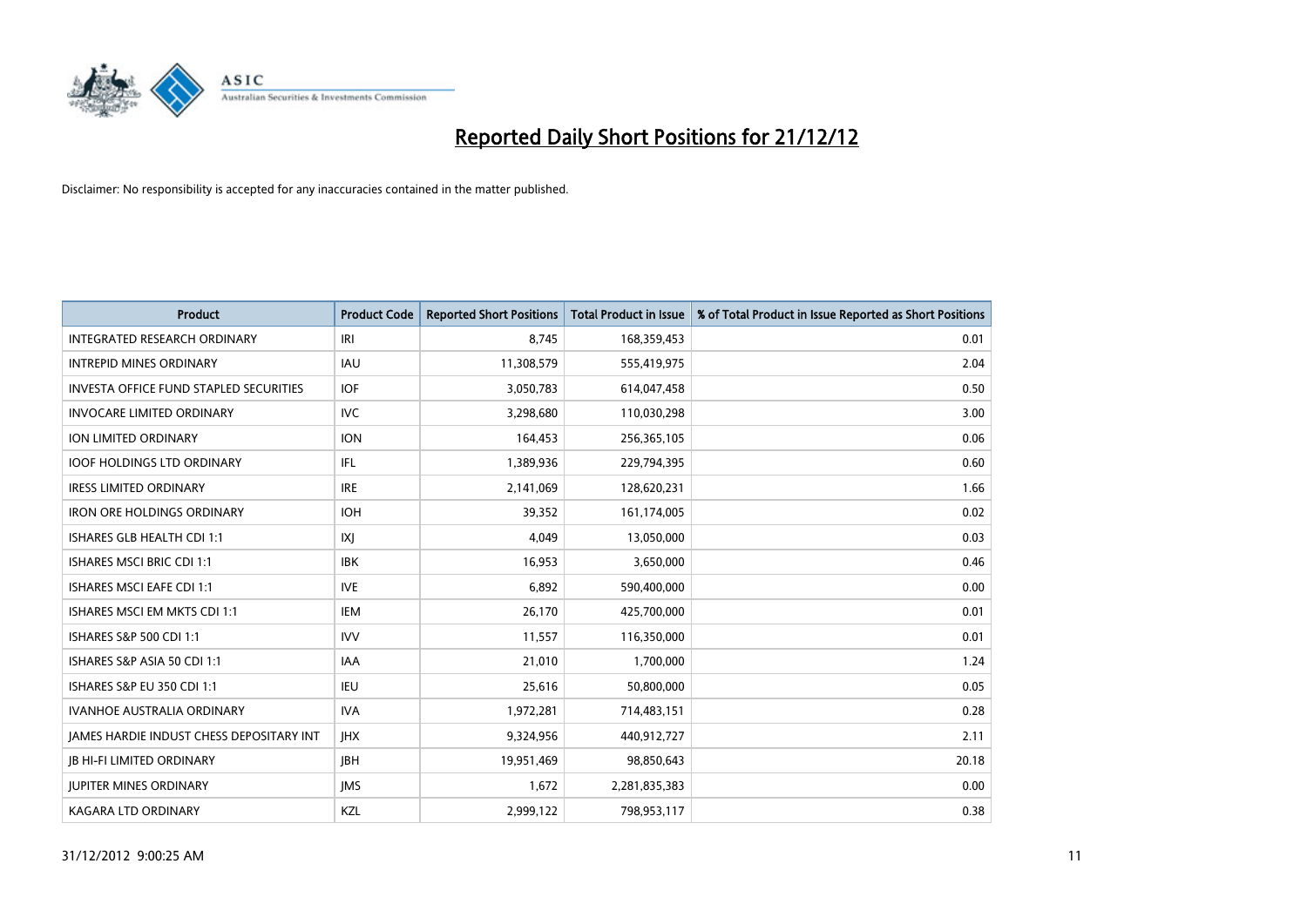# Reported Daily Short Positions for 21/12/12

Disclaimer: No responsibility is accepted for any inaccuracies contained in the matter published.

| Product | Product Code | Reported Short Positions | Total Product in Issue | % of Total Product in Issue Reported as Short Positions |
|---|---|---|---|---|
| INTEGRATED RESEARCH ORDINARY | IRI | 8,745 | 168,359,453 | 0.01 |
| INTREPID MINES ORDINARY | IAU | 11,308,579 | 555,419,975 | 2.04 |
| INVESTA OFFICE FUND STAPLED SECURITIES | IOF | 3,050,783 | 614,047,458 | 0.50 |
| INVOCARE LIMITED ORDINARY | IVC | 3,298,680 | 110,030,298 | 3.00 |
| ION LIMITED ORDINARY | ION | 164,453 | 256,365,105 | 0.06 |
| IOOF HOLDINGS LTD ORDINARY | IFL | 1,389,936 | 229,794,395 | 0.60 |
| IRESS LIMITED ORDINARY | IRE | 2,141,069 | 128,620,231 | 1.66 |
| IRON ORE HOLDINGS ORDINARY | IOH | 39,352 | 161,174,005 | 0.02 |
| ISHARES GLB HEALTH CDI 1:1 | IXJ | 4,049 | 13,050,000 | 0.03 |
| ISHARES MSCI BRIC CDI 1:1 | IBK | 16,953 | 3,650,000 | 0.46 |
| ISHARES MSCI EAFE CDI 1:1 | IVE | 6,892 | 590,400,000 | 0.00 |
| ISHARES MSCI EM MKTS CDI 1:1 | IEM | 26,170 | 425,700,000 | 0.01 |
| ISHARES S&P 500 CDI 1:1 | IVV | 11,557 | 116,350,000 | 0.01 |
| ISHARES S&P ASIA 50 CDI 1:1 | IAA | 21,010 | 1,700,000 | 1.24 |
| ISHARES S&P EU 350 CDI 1:1 | IEU | 25,616 | 50,800,000 | 0.05 |
| IVANHOE AUSTRALIA ORDINARY | IVA | 1,972,281 | 714,483,151 | 0.28 |
| JAMES HARDIE INDUST CHESS DEPOSITARY INT | JHX | 9,324,956 | 440,912,727 | 2.11 |
| JB HI-FI LIMITED ORDINARY | JBH | 19,951,469 | 98,850,643 | 20.18 |
| JUPITER MINES ORDINARY | JMS | 1,672 | 2,281,835,383 | 0.00 |
| KAGARA LTD ORDINARY | KZL | 2,999,122 | 798,953,117 | 0.38 |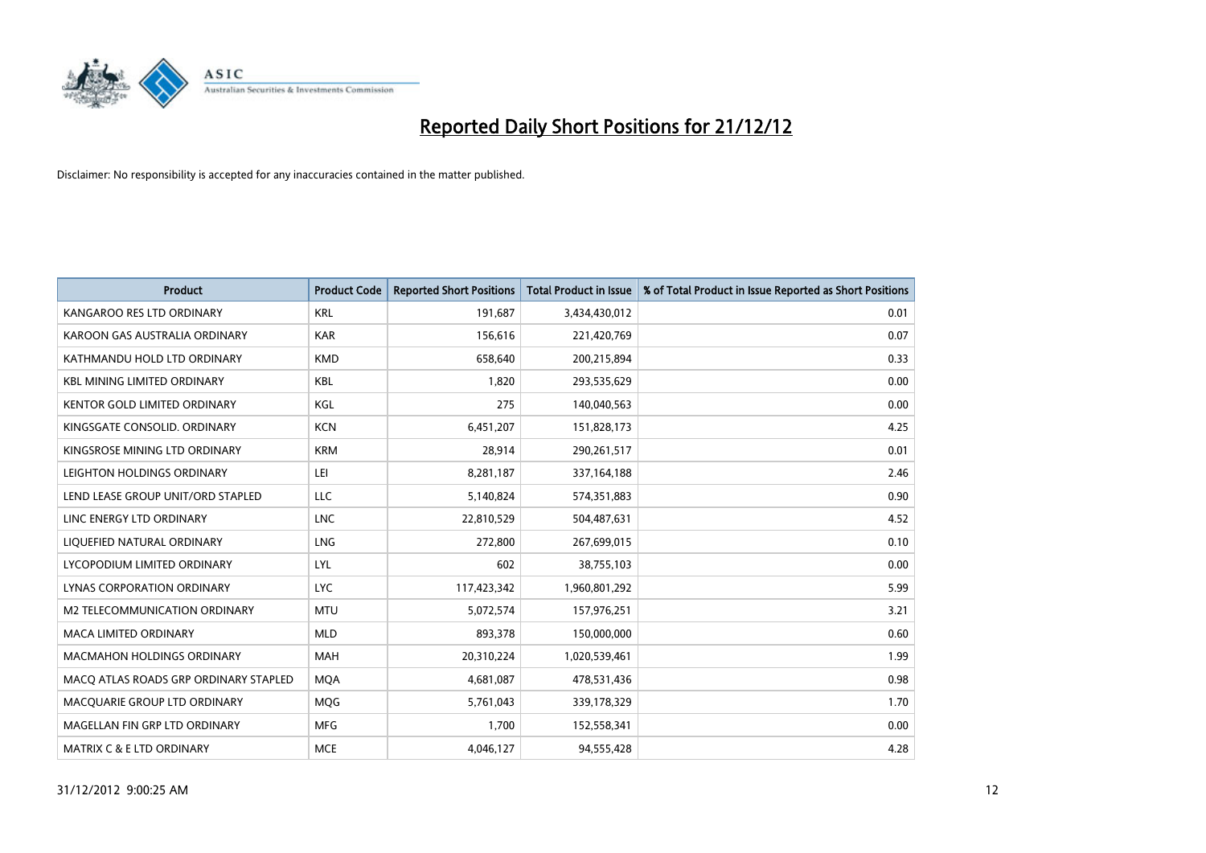# Reported Daily Short Positions for 21/12/12

Disclaimer: No responsibility is accepted for any inaccuracies contained in the matter published.

| Product | Product Code | Reported Short Positions | Total Product in Issue | % of Total Product in Issue Reported as Short Positions |
|---|---|---|---|---|
| KANGAROO RES LTD ORDINARY | KRL | 191,687 | 3,434,430,012 | 0.01 |
| KAROON GAS AUSTRALIA ORDINARY | KAR | 156,616 | 221,420,769 | 0.07 |
| KATHMANDU HOLD LTD ORDINARY | KMD | 658,640 | 200,215,894 | 0.33 |
| KBL MINING LIMITED ORDINARY | KBL | 1,820 | 293,535,629 | 0.00 |
| KENTOR GOLD LIMITED ORDINARY | KGL | 275 | 140,040,563 | 0.00 |
| KINGSGATE CONSOLID. ORDINARY | KCN | 6,451,207 | 151,828,173 | 4.25 |
| KINGSROSE MINING LTD ORDINARY | KRM | 28,914 | 290,261,517 | 0.01 |
| LEIGHTON HOLDINGS ORDINARY | LEI | 8,281,187 | 337,164,188 | 2.46 |
| LEND LEASE GROUP UNIT/ORD STAPLED | LLC | 5,140,824 | 574,351,883 | 0.90 |
| LINC ENERGY LTD ORDINARY | LNC | 22,810,529 | 504,487,631 | 4.52 |
| LIQUEFIED NATURAL ORDINARY | LNG | 272,800 | 267,699,015 | 0.10 |
| LYCOPODIUM LIMITED ORDINARY | LYL | 602 | 38,755,103 | 0.00 |
| LYNAS CORPORATION ORDINARY | LYC | 117,423,342 | 1,960,801,292 | 5.99 |
| M2 TELECOMMUNICATION ORDINARY | MTU | 5,072,574 | 157,976,251 | 3.21 |
| MACA LIMITED ORDINARY | MLD | 893,378 | 150,000,000 | 0.60 |
| MACMAHON HOLDINGS ORDINARY | MAH | 20,310,224 | 1,020,539,461 | 1.99 |
| MACQ ATLAS ROADS GRP ORDINARY STAPLED | MQA | 4,681,087 | 478,531,436 | 0.98 |
| MACQUARIE GROUP LTD ORDINARY | MQG | 5,761,043 | 339,178,329 | 1.70 |
| MAGELLAN FIN GRP LTD ORDINARY | MFG | 1,700 | 152,558,341 | 0.00 |
| MATRIX C & E LTD ORDINARY | MCE | 4,046,127 | 94,555,428 | 4.28 |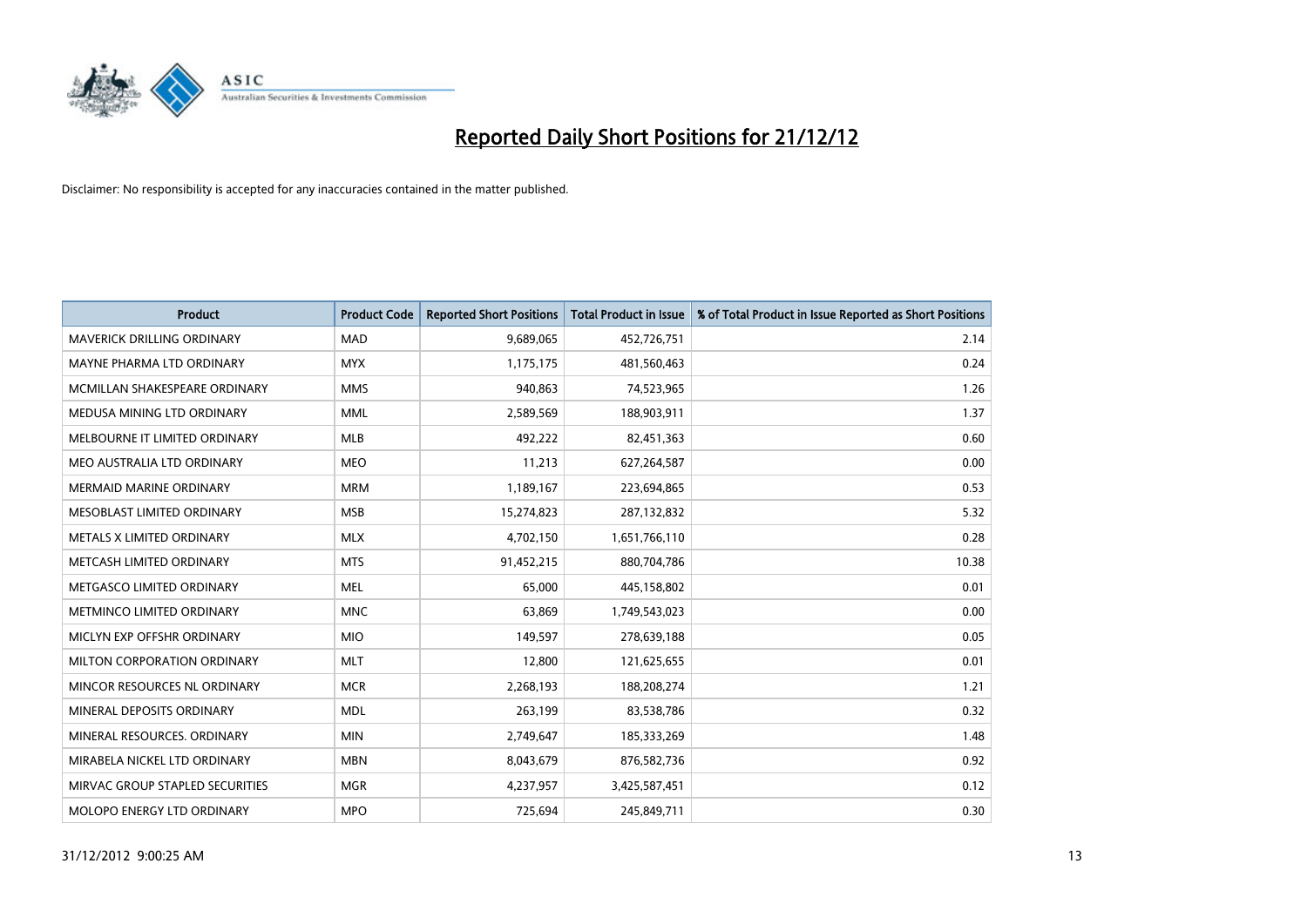# Reported Daily Short Positions for 21/12/12

Disclaimer: No responsibility is accepted for any inaccuracies contained in the matter published.

| Product | Product Code | Reported Short Positions | Total Product in Issue | % of Total Product in Issue Reported as Short Positions |
|---|---|---|---|---|
| MAVERICK DRILLING ORDINARY | MAD | 9,689,065 | 452,726,751 | 2.14 |
| MAYNE PHARMA LTD ORDINARY | MYX | 1,175,175 | 481,560,463 | 0.24 |
| MCMILLAN SHAKESPEARE ORDINARY | MMS | 940,863 | 74,523,965 | 1.26 |
| MEDUSA MINING LTD ORDINARY | MML | 2,589,569 | 188,903,911 | 1.37 |
| MELBOURNE IT LIMITED ORDINARY | MLB | 492,222 | 82,451,363 | 0.60 |
| MEO AUSTRALIA LTD ORDINARY | MEO | 11,213 | 627,264,587 | 0.00 |
| MERMAID MARINE ORDINARY | MRM | 1,189,167 | 223,694,865 | 0.53 |
| MESOBLAST LIMITED ORDINARY | MSB | 15,274,823 | 287,132,832 | 5.32 |
| METALS X LIMITED ORDINARY | MLX | 4,702,150 | 1,651,766,110 | 0.28 |
| METCASH LIMITED ORDINARY | MTS | 91,452,215 | 880,704,786 | 10.38 |
| METGASCO LIMITED ORDINARY | MEL | 65,000 | 445,158,802 | 0.01 |
| METMINCO LIMITED ORDINARY | MNC | 63,869 | 1,749,543,023 | 0.00 |
| MICLYN EXP OFFSHR ORDINARY | MIO | 149,597 | 278,639,188 | 0.05 |
| MILTON CORPORATION ORDINARY | MLT | 12,800 | 121,625,655 | 0.01 |
| MINCOR RESOURCES NL ORDINARY | MCR | 2,268,193 | 188,208,274 | 1.21 |
| MINERAL DEPOSITS ORDINARY | MDL | 263,199 | 83,538,786 | 0.32 |
| MINERAL RESOURCES. ORDINARY | MIN | 2,749,647 | 185,333,269 | 1.48 |
| MIRABELA NICKEL LTD ORDINARY | MBN | 8,043,679 | 876,582,736 | 0.92 |
| MIRVAC GROUP STAPLED SECURITIES | MGR | 4,237,957 | 3,425,587,451 | 0.12 |
| MOLOPO ENERGY LTD ORDINARY | MPO | 725,694 | 245,849,711 | 0.30 |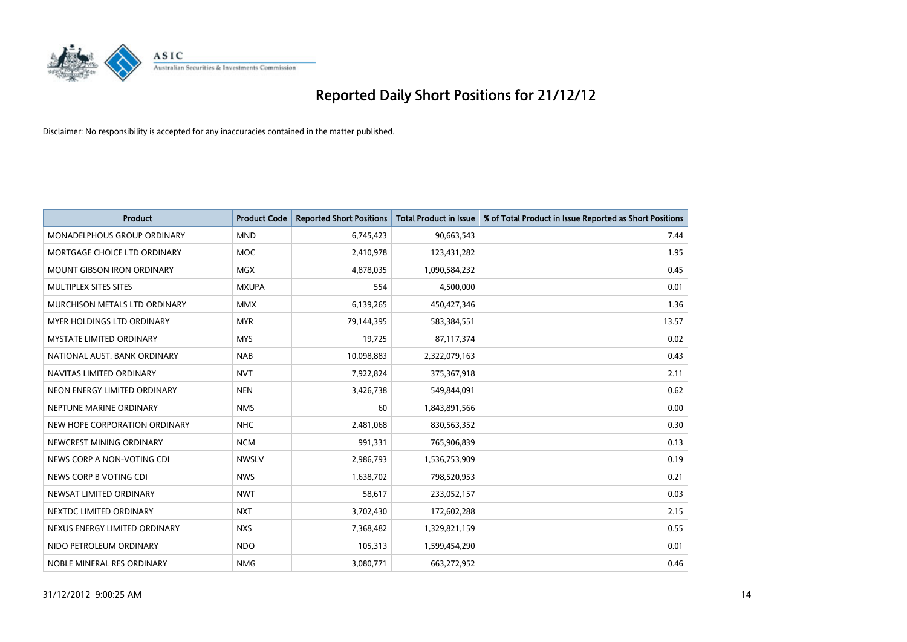# Reported Daily Short Positions for 21/12/12

Disclaimer: No responsibility is accepted for any inaccuracies contained in the matter published.

| Product | Product Code | Reported Short Positions | Total Product in Issue | % of Total Product in Issue Reported as Short Positions |
|---|---|---|---|---|
| MONADELPHOUS GROUP ORDINARY | MND | 6,745,423 | 90,663,543 | 7.44 |
| MORTGAGE CHOICE LTD ORDINARY | MOC | 2,410,978 | 123,431,282 | 1.95 |
| MOUNT GIBSON IRON ORDINARY | MGX | 4,878,035 | 1,090,584,232 | 0.45 |
| MULTIPLEX SITES SITES | MXUPA | 554 | 4,500,000 | 0.01 |
| MURCHISON METALS LTD ORDINARY | MMX | 6,139,265 | 450,427,346 | 1.36 |
| MYER HOLDINGS LTD ORDINARY | MYR | 79,144,395 | 583,384,551 | 13.57 |
| MYSTATE LIMITED ORDINARY | MYS | 19,725 | 87,117,374 | 0.02 |
| NATIONAL AUST. BANK ORDINARY | NAB | 10,098,883 | 2,322,079,163 | 0.43 |
| NAVITAS LIMITED ORDINARY | NVT | 7,922,824 | 375,367,918 | 2.11 |
| NEON ENERGY LIMITED ORDINARY | NEN | 3,426,738 | 549,844,091 | 0.62 |
| NEPTUNE MARINE ORDINARY | NMS | 60 | 1,843,891,566 | 0.00 |
| NEW HOPE CORPORATION ORDINARY | NHC | 2,481,068 | 830,563,352 | 0.30 |
| NEWCREST MINING ORDINARY | NCM | 991,331 | 765,906,839 | 0.13 |
| NEWS CORP A NON-VOTING CDI | NWSLV | 2,986,793 | 1,536,753,909 | 0.19 |
| NEWS CORP B VOTING CDI | NWS | 1,638,702 | 798,520,953 | 0.21 |
| NEWSAT LIMITED ORDINARY | NWT | 58,617 | 233,052,157 | 0.03 |
| NEXTDC LIMITED ORDINARY | NXT | 3,702,430 | 172,602,288 | 2.15 |
| NEXUS ENERGY LIMITED ORDINARY | NXS | 7,368,482 | 1,329,821,159 | 0.55 |
| NIDO PETROLEUM ORDINARY | NDO | 105,313 | 1,599,454,290 | 0.01 |
| NOBLE MINERAL RES ORDINARY | NMG | 3,080,771 | 663,272,952 | 0.46 |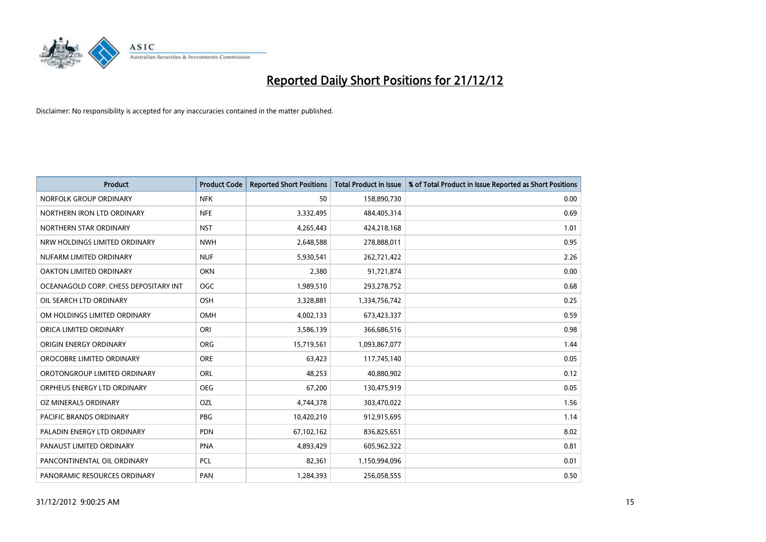# Reported Daily Short Positions for 21/12/12

Disclaimer: No responsibility is accepted for any inaccuracies contained in the matter published.

| Product | Product Code | Reported Short Positions | Total Product in Issue | % of Total Product in Issue Reported as Short Positions |
|---|---|---|---|---|
| NORFOLK GROUP ORDINARY | NFK | 50 | 158,890,730 | 0.00 |
| NORTHERN IRON LTD ORDINARY | NFE | 3,332,495 | 484,405,314 | 0.69 |
| NORTHERN STAR ORDINARY | NST | 4,265,443 | 424,218,168 | 1.01 |
| NRW HOLDINGS LIMITED ORDINARY | NWH | 2,648,588 | 278,888,011 | 0.95 |
| NUFARM LIMITED ORDINARY | NUF | 5,930,541 | 262,721,422 | 2.26 |
| OAKTON LIMITED ORDINARY | OKN | 2,380 | 91,721,874 | 0.00 |
| OCEANAGOLD CORP. CHESS DEPOSITARY INT | OGC | 1,989,510 | 293,278,752 | 0.68 |
| OIL SEARCH LTD ORDINARY | OSH | 3,328,881 | 1,334,756,742 | 0.25 |
| OM HOLDINGS LIMITED ORDINARY | OMH | 4,002,133 | 673,423,337 | 0.59 |
| ORICA LIMITED ORDINARY | ORI | 3,586,139 | 366,686,516 | 0.98 |
| ORIGIN ENERGY ORDINARY | ORG | 15,719,561 | 1,093,867,077 | 1.44 |
| OROCOBRE LIMITED ORDINARY | ORE | 63,423 | 117,745,140 | 0.05 |
| OROTONGROUP LIMITED ORDINARY | ORL | 48,253 | 40,880,902 | 0.12 |
| ORPHEUS ENERGY LTD ORDINARY | OEG | 67,200 | 130,475,919 | 0.05 |
| OZ MINERALS ORDINARY | OZL | 4,744,378 | 303,470,022 | 1.56 |
| PACIFIC BRANDS ORDINARY | PBG | 10,420,210 | 912,915,695 | 1.14 |
| PALADIN ENERGY LTD ORDINARY | PDN | 67,102,162 | 836,825,651 | 8.02 |
| PANAUST LIMITED ORDINARY | PNA | 4,893,429 | 605,962,322 | 0.81 |
| PANCONTINENTAL OIL ORDINARY | PCL | 82,361 | 1,150,994,096 | 0.01 |
| PANORAMIC RESOURCES ORDINARY | PAN | 1,284,393 | 256,058,555 | 0.50 |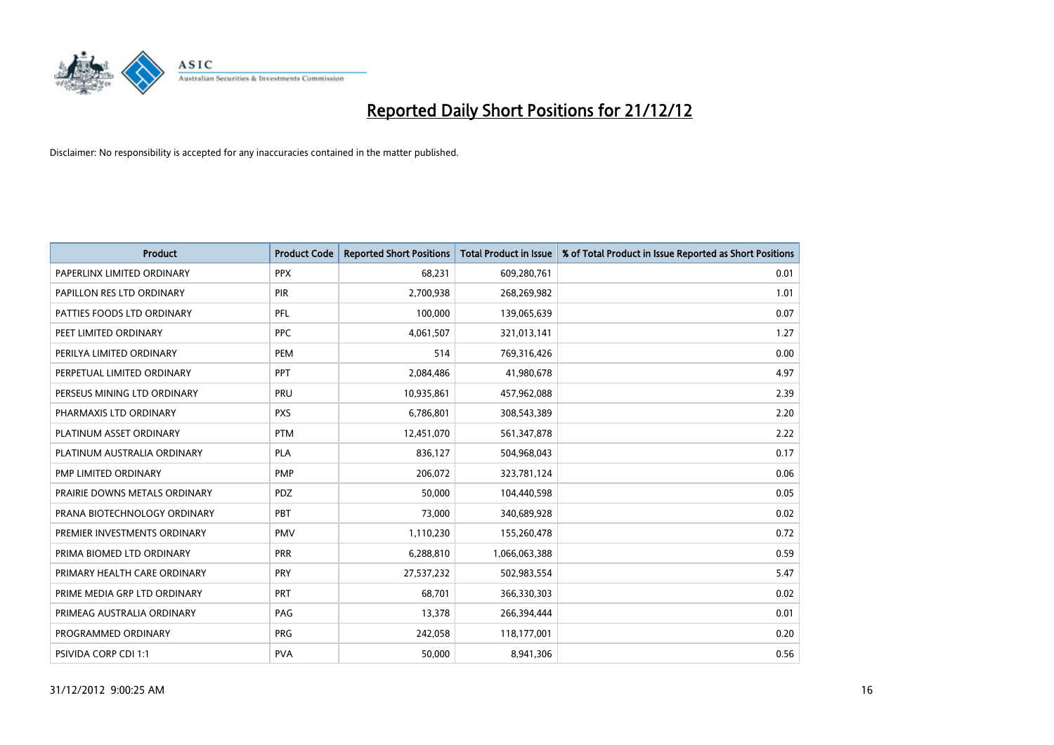# Reported Daily Short Positions for 21/12/12

Disclaimer: No responsibility is accepted for any inaccuracies contained in the matter published.

| Product | Product Code | Reported Short Positions | Total Product in Issue | % of Total Product in Issue Reported as Short Positions |
| --- | --- | --- | --- | --- |
| PAPERLINX LIMITED ORDINARY | PPX | 68,231 | 609,280,761 | 0.01 |
| PAPILLON RES LTD ORDINARY | PIR | 2,700,938 | 268,269,982 | 1.01 |
| PATTIES FOODS LTD ORDINARY | PFL | 100,000 | 139,065,639 | 0.07 |
| PEET LIMITED ORDINARY | PPC | 4,061,507 | 321,013,141 | 1.27 |
| PERILYA LIMITED ORDINARY | PEM | 514 | 769,316,426 | 0.00 |
| PERPETUAL LIMITED ORDINARY | PPT | 2,084,486 | 41,980,678 | 4.97 |
| PERSEUS MINING LTD ORDINARY | PRU | 10,935,861 | 457,962,088 | 2.39 |
| PHARMAXIS LTD ORDINARY | PXS | 6,786,801 | 308,543,389 | 2.20 |
| PLATINUM ASSET ORDINARY | PTM | 12,451,070 | 561,347,878 | 2.22 |
| PLATINUM AUSTRALIA ORDINARY | PLA | 836,127 | 504,968,043 | 0.17 |
| PMP LIMITED ORDINARY | PMP | 206,072 | 323,781,124 | 0.06 |
| PRAIRIE DOWNS METALS ORDINARY | PDZ | 50,000 | 104,440,598 | 0.05 |
| PRANA BIOTECHNOLOGY ORDINARY | PBT | 73,000 | 340,689,928 | 0.02 |
| PREMIER INVESTMENTS ORDINARY | PMV | 1,110,230 | 155,260,478 | 0.72 |
| PRIMA BIOMED LTD ORDINARY | PRR | 6,288,810 | 1,066,063,388 | 0.59 |
| PRIMARY HEALTH CARE ORDINARY | PRY | 27,537,232 | 502,983,554 | 5.47 |
| PRIME MEDIA GRP LTD ORDINARY | PRT | 68,701 | 366,330,303 | 0.02 |
| PRIMEAG AUSTRALIA ORDINARY | PAG | 13,378 | 266,394,444 | 0.01 |
| PROGRAMMED ORDINARY | PRG | 242,058 | 118,177,001 | 0.20 |
| PSIVIDA CORP CDI 1:1 | PVA | 50,000 | 8,941,306 | 0.56 |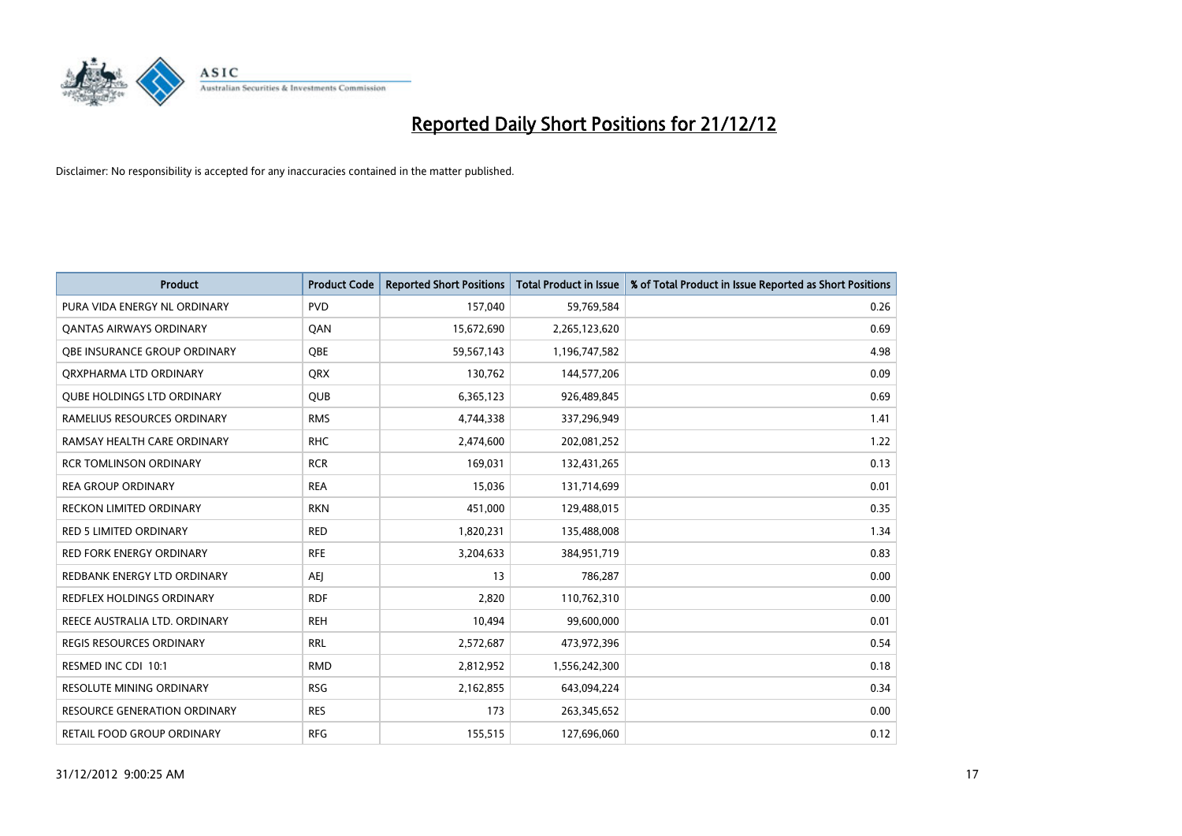# Reported Daily Short Positions for 21/12/12

Disclaimer: No responsibility is accepted for any inaccuracies contained in the matter published.

| Product | Product Code | Reported Short Positions | Total Product in Issue | % of Total Product in Issue Reported as Short Positions |
|---|---|---|---|---|
| PURA VIDA ENERGY NL ORDINARY | PVD | 157,040 | 59,769,584 | 0.26 |
| QANTAS AIRWAYS ORDINARY | QAN | 15,672,690 | 2,265,123,620 | 0.69 |
| QBE INSURANCE GROUP ORDINARY | QBE | 59,567,143 | 1,196,747,582 | 4.98 |
| QRXPHARMA LTD ORDINARY | QRX | 130,762 | 144,577,206 | 0.09 |
| QUBE HOLDINGS LTD ORDINARY | QUB | 6,365,123 | 926,489,845 | 0.69 |
| RAMELIUS RESOURCES ORDINARY | RMS | 4,744,338 | 337,296,949 | 1.41 |
| RAMSAY HEALTH CARE ORDINARY | RHC | 2,474,600 | 202,081,252 | 1.22 |
| RCR TOMLINSON ORDINARY | RCR | 169,031 | 132,431,265 | 0.13 |
| REA GROUP ORDINARY | REA | 15,036 | 131,714,699 | 0.01 |
| RECKON LIMITED ORDINARY | RKN | 451,000 | 129,488,015 | 0.35 |
| RED 5 LIMITED ORDINARY | RED | 1,820,231 | 135,488,008 | 1.34 |
| RED FORK ENERGY ORDINARY | RFE | 3,204,633 | 384,951,719 | 0.83 |
| REDBANK ENERGY LTD ORDINARY | AEJ | 13 | 786,287 | 0.00 |
| REDFLEX HOLDINGS ORDINARY | RDF | 2,820 | 110,762,310 | 0.00 |
| REECE AUSTRALIA LTD. ORDINARY | REH | 10,494 | 99,600,000 | 0.01 |
| REGIS RESOURCES ORDINARY | RRL | 2,572,687 | 473,972,396 | 0.54 |
| RESMED INC CDI 10:1 | RMD | 2,812,952 | 1,556,242,300 | 0.18 |
| RESOLUTE MINING ORDINARY | RSG | 2,162,855 | 643,094,224 | 0.34 |
| RESOURCE GENERATION ORDINARY | RES | 173 | 263,345,652 | 0.00 |
| RETAIL FOOD GROUP ORDINARY | RFG | 155,515 | 127,696,060 | 0.12 |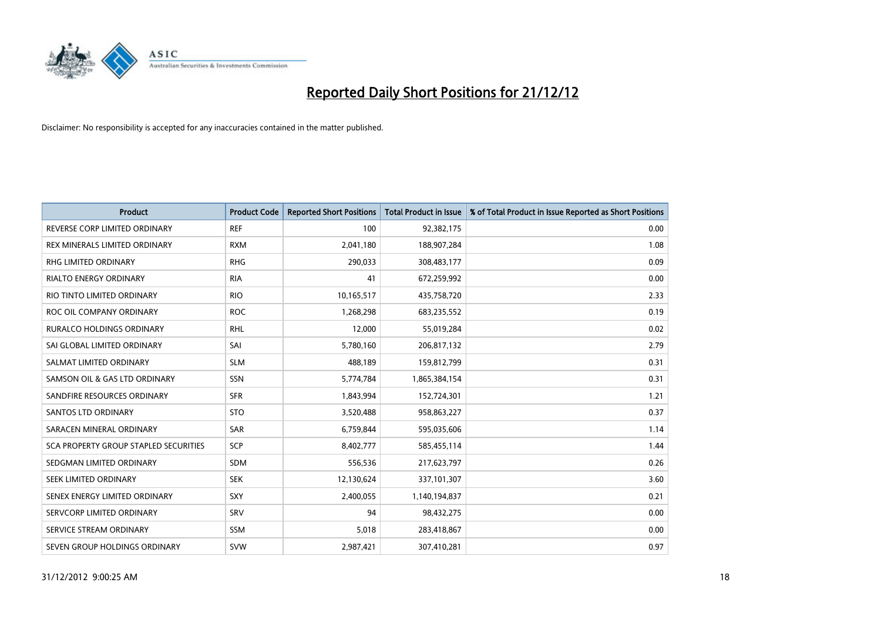# Reported Daily Short Positions for 21/12/12

Disclaimer: No responsibility is accepted for any inaccuracies contained in the matter published.

| Product | Product Code | Reported Short Positions | Total Product in Issue | % of Total Product in Issue Reported as Short Positions |
|---|---|---|---|---|
| REVERSE CORP LIMITED ORDINARY | REF | 100 | 92,382,175 | 0.00 |
| REX MINERALS LIMITED ORDINARY | RXM | 2,041,180 | 188,907,284 | 1.08 |
| RHG LIMITED ORDINARY | RHG | 290,033 | 308,483,177 | 0.09 |
| RIALTO ENERGY ORDINARY | RIA | 41 | 672,259,992 | 0.00 |
| RIO TINTO LIMITED ORDINARY | RIO | 10,165,517 | 435,758,720 | 2.33 |
| ROC OIL COMPANY ORDINARY | ROC | 1,268,298 | 683,235,552 | 0.19 |
| RURALCO HOLDINGS ORDINARY | RHL | 12,000 | 55,019,284 | 0.02 |
| SAI GLOBAL LIMITED ORDINARY | SAI | 5,780,160 | 206,817,132 | 2.79 |
| SALMAT LIMITED ORDINARY | SLM | 488,189 | 159,812,799 | 0.31 |
| SAMSON OIL & GAS LTD ORDINARY | SSN | 5,774,784 | 1,865,384,154 | 0.31 |
| SANDFIRE RESOURCES ORDINARY | SFR | 1,843,994 | 152,724,301 | 1.21 |
| SANTOS LTD ORDINARY | STO | 3,520,488 | 958,863,227 | 0.37 |
| SARACEN MINERAL ORDINARY | SAR | 6,759,844 | 595,035,606 | 1.14 |
| SCA PROPERTY GROUP STAPLED SECURITIES | SCP | 8,402,777 | 585,455,114 | 1.44 |
| SEDGMAN LIMITED ORDINARY | SDM | 556,536 | 217,623,797 | 0.26 |
| SEEK LIMITED ORDINARY | SEK | 12,130,624 | 337,101,307 | 3.60 |
| SENEX ENERGY LIMITED ORDINARY | SXY | 2,400,055 | 1,140,194,837 | 0.21 |
| SERVCORP LIMITED ORDINARY | SRV | 94 | 98,432,275 | 0.00 |
| SERVICE STREAM ORDINARY | SSM | 5,018 | 283,418,867 | 0.00 |
| SEVEN GROUP HOLDINGS ORDINARY | SVW | 2,987,421 | 307,410,281 | 0.97 |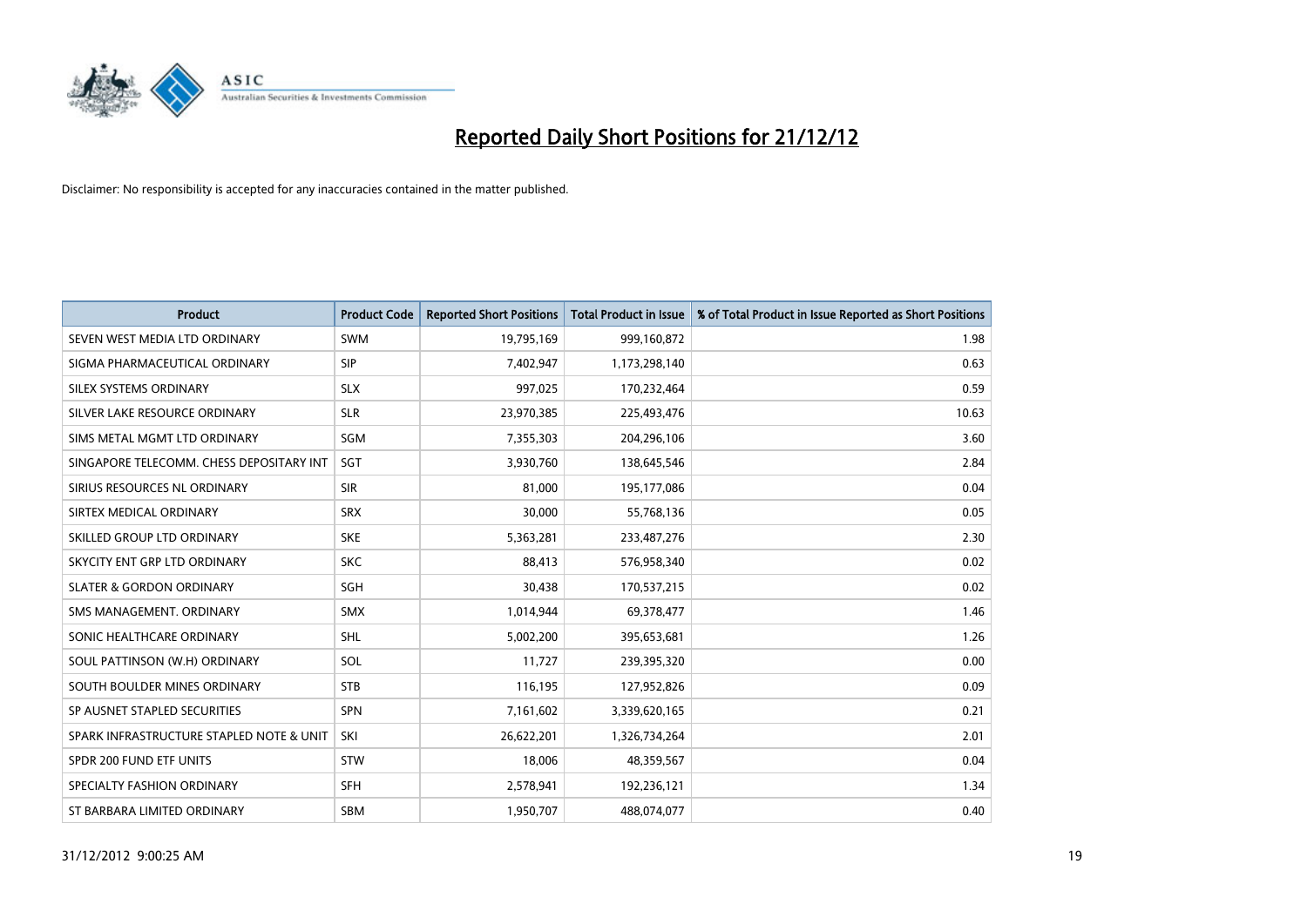# Reported Daily Short Positions for 21/12/12

Disclaimer: No responsibility is accepted for any inaccuracies contained in the matter published.

| Product | Product Code | Reported Short Positions | Total Product in Issue | % of Total Product in Issue Reported as Short Positions |
| --- | --- | --- | --- | --- |
| SEVEN WEST MEDIA LTD ORDINARY | SWM | 19,795,169 | 999,160,872 | 1.98 |
| SIGMA PHARMACEUTICAL ORDINARY | SIP | 7,402,947 | 1,173,298,140 | 0.63 |
| SILEX SYSTEMS ORDINARY | SLX | 997,025 | 170,232,464 | 0.59 |
| SILVER LAKE RESOURCE ORDINARY | SLR | 23,970,385 | 225,493,476 | 10.63 |
| SIMS METAL MGMT LTD ORDINARY | SGM | 7,355,303 | 204,296,106 | 3.60 |
| SINGAPORE TELECOMM. CHESS DEPOSITARY INT | SGT | 3,930,760 | 138,645,546 | 2.84 |
| SIRIUS RESOURCES NL ORDINARY | SIR | 81,000 | 195,177,086 | 0.04 |
| SIRTEX MEDICAL ORDINARY | SRX | 30,000 | 55,768,136 | 0.05 |
| SKILLED GROUP LTD ORDINARY | SKE | 5,363,281 | 233,487,276 | 2.30 |
| SKYCITY ENT GRP LTD ORDINARY | SKC | 88,413 | 576,958,340 | 0.02 |
| SLATER & GORDON ORDINARY | SGH | 30,438 | 170,537,215 | 0.02 |
| SMS MANAGEMENT. ORDINARY | SMX | 1,014,944 | 69,378,477 | 1.46 |
| SONIC HEALTHCARE ORDINARY | SHL | 5,002,200 | 395,653,681 | 1.26 |
| SOUL PATTINSON (W.H) ORDINARY | SOL | 11,727 | 239,395,320 | 0.00 |
| SOUTH BOULDER MINES ORDINARY | STB | 116,195 | 127,952,826 | 0.09 |
| SP AUSNET STAPLED SECURITIES | SPN | 7,161,602 | 3,339,620,165 | 0.21 |
| SPARK INFRASTRUCTURE STAPLED NOTE & UNIT | SKI | 26,622,201 | 1,326,734,264 | 2.01 |
| SPDR 200 FUND ETF UNITS | STW | 18,006 | 48,359,567 | 0.04 |
| SPECIALTY FASHION ORDINARY | SFH | 2,578,941 | 192,236,121 | 1.34 |
| ST BARBARA LIMITED ORDINARY | SBM | 1,950,707 | 488,074,077 | 0.40 |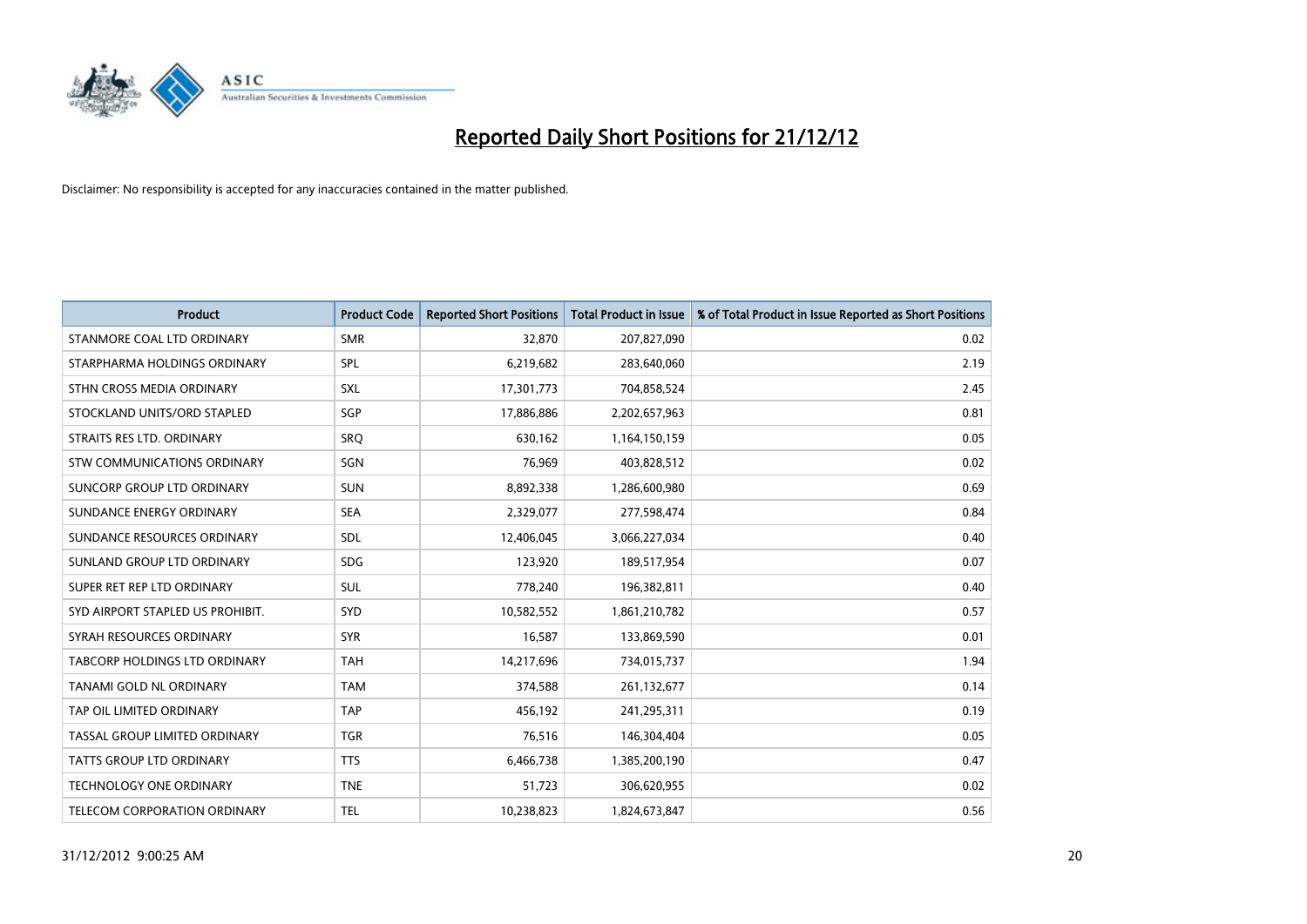# Reported Daily Short Positions for 21/12/12

Disclaimer: No responsibility is accepted for any inaccuracies contained in the matter published.

| Product | Product Code | Reported Short Positions | Total Product in Issue | % of Total Product in Issue Reported as Short Positions |
|---|---|---|---|---|
| STANMORE COAL LTD ORDINARY | SMR | 32,870 | 207,827,090 | 0.02 |
| STARPHARMA HOLDINGS ORDINARY | SPL | 6,219,682 | 283,640,060 | 2.19 |
| STHN CROSS MEDIA ORDINARY | SXL | 17,301,773 | 704,858,524 | 2.45 |
| STOCKLAND UNITS/ORD STAPLED | SGP | 17,886,886 | 2,202,657,963 | 0.81 |
| STRAITS RES LTD. ORDINARY | SRQ | 630,162 | 1,164,150,159 | 0.05 |
| STW COMMUNICATIONS ORDINARY | SGN | 76,969 | 403,828,512 | 0.02 |
| SUNCORP GROUP LTD ORDINARY | SUN | 8,892,338 | 1,286,600,980 | 0.69 |
| SUNDANCE ENERGY ORDINARY | SEA | 2,329,077 | 277,598,474 | 0.84 |
| SUNDANCE RESOURCES ORDINARY | SDL | 12,406,045 | 3,066,227,034 | 0.40 |
| SUNLAND GROUP LTD ORDINARY | SDG | 123,920 | 189,517,954 | 0.07 |
| SUPER RET REP LTD ORDINARY | SUL | 778,240 | 196,382,811 | 0.40 |
| SYD AIRPORT STAPLED US PROHIBIT. | SYD | 10,582,552 | 1,861,210,782 | 0.57 |
| SYRAH RESOURCES ORDINARY | SYR | 16,587 | 133,869,590 | 0.01 |
| TABCORP HOLDINGS LTD ORDINARY | TAH | 14,217,696 | 734,015,737 | 1.94 |
| TANAMI GOLD NL ORDINARY | TAM | 374,588 | 261,132,677 | 0.14 |
| TAP OIL LIMITED ORDINARY | TAP | 456,192 | 241,295,311 | 0.19 |
| TASSAL GROUP LIMITED ORDINARY | TGR | 76,516 | 146,304,404 | 0.05 |
| TATTS GROUP LTD ORDINARY | TTS | 6,466,738 | 1,385,200,190 | 0.47 |
| TECHNOLOGY ONE ORDINARY | TNE | 51,723 | 306,620,955 | 0.02 |
| TELECOM CORPORATION ORDINARY | TEL | 10,238,823 | 1,824,673,847 | 0.56 |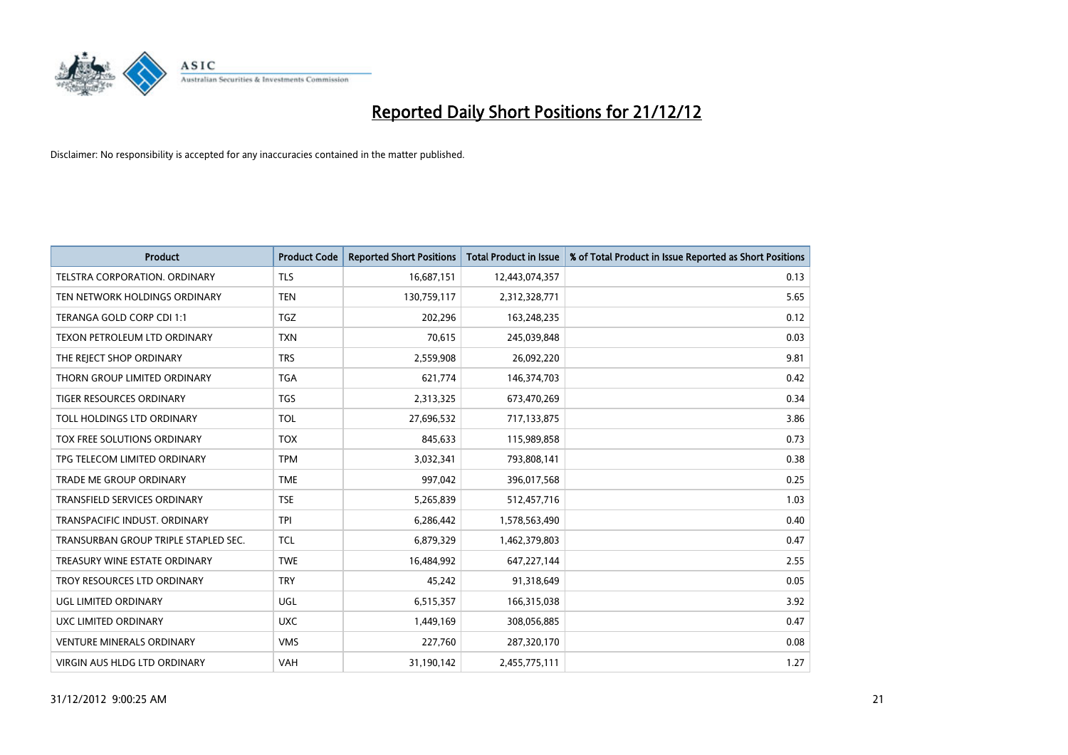# Reported Daily Short Positions for 21/12/12

Disclaimer: No responsibility is accepted for any inaccuracies contained in the matter published.

| Product | Product Code | Reported Short Positions | Total Product in Issue | % of Total Product in Issue Reported as Short Positions |
|---|---|---|---|---|
| TELSTRA CORPORATION. ORDINARY | TLS | 16,687,151 | 12,443,074,357 | 0.13 |
| TEN NETWORK HOLDINGS ORDINARY | TEN | 130,759,117 | 2,312,328,771 | 5.65 |
| TERANGA GOLD CORP CDI 1:1 | TGZ | 202,296 | 163,248,235 | 0.12 |
| TEXON PETROLEUM LTD ORDINARY | TXN | 70,615 | 245,039,848 | 0.03 |
| THE REJECT SHOP ORDINARY | TRS | 2,559,908 | 26,092,220 | 9.81 |
| THORN GROUP LIMITED ORDINARY | TGA | 621,774 | 146,374,703 | 0.42 |
| TIGER RESOURCES ORDINARY | TGS | 2,313,325 | 673,470,269 | 0.34 |
| TOLL HOLDINGS LTD ORDINARY | TOL | 27,696,532 | 717,133,875 | 3.86 |
| TOX FREE SOLUTIONS ORDINARY | TOX | 845,633 | 115,989,858 | 0.73 |
| TPG TELECOM LIMITED ORDINARY | TPM | 3,032,341 | 793,808,141 | 0.38 |
| TRADE ME GROUP ORDINARY | TME | 997,042 | 396,017,568 | 0.25 |
| TRANSFIELD SERVICES ORDINARY | TSE | 5,265,839 | 512,457,716 | 1.03 |
| TRANSPACIFIC INDUST. ORDINARY | TPI | 6,286,442 | 1,578,563,490 | 0.40 |
| TRANSURBAN GROUP TRIPLE STAPLED SEC. | TCL | 6,879,329 | 1,462,379,803 | 0.47 |
| TREASURY WINE ESTATE ORDINARY | TWE | 16,484,992 | 647,227,144 | 2.55 |
| TROY RESOURCES LTD ORDINARY | TRY | 45,242 | 91,318,649 | 0.05 |
| UGL LIMITED ORDINARY | UGL | 6,515,357 | 166,315,038 | 3.92 |
| UXC LIMITED ORDINARY | UXC | 1,449,169 | 308,056,885 | 0.47 |
| VENTURE MINERALS ORDINARY | VMS | 227,760 | 287,320,170 | 0.08 |
| VIRGIN AUS HLDG LTD ORDINARY | VAH | 31,190,142 | 2,455,775,111 | 1.27 |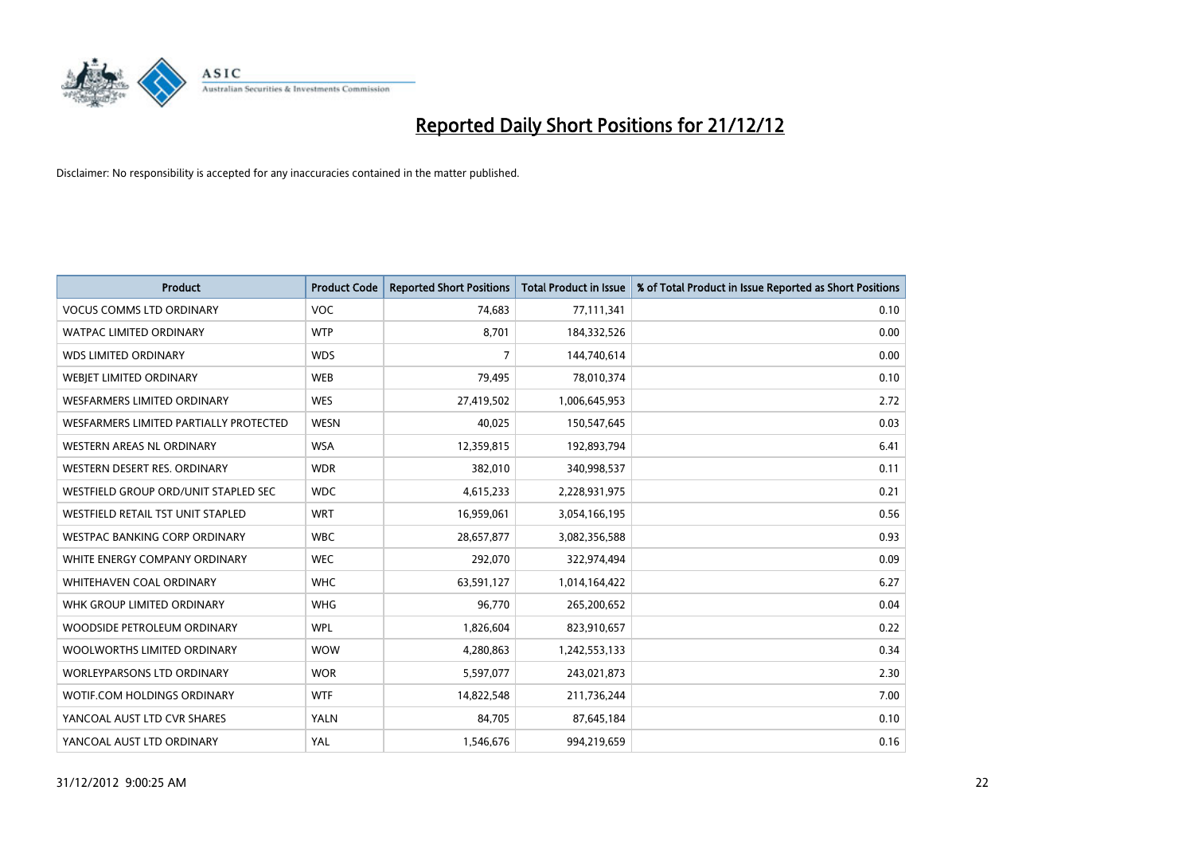# Reported Daily Short Positions for 21/12/12

Disclaimer: No responsibility is accepted for any inaccuracies contained in the matter published.

| Product | Product Code | Reported Short Positions | Total Product in Issue | % of Total Product in Issue Reported as Short Positions |
|---|---|---|---|---|
| VOCUS COMMS LTD ORDINARY | VOC | 74,683 | 77,111,341 | 0.10 |
| WATPAC LIMITED ORDINARY | WTP | 8,701 | 184,332,526 | 0.00 |
| WDS LIMITED ORDINARY | WDS | 7 | 144,740,614 | 0.00 |
| WEBJET LIMITED ORDINARY | WEB | 79,495 | 78,010,374 | 0.10 |
| WESFARMERS LIMITED ORDINARY | WES | 27,419,502 | 1,006,645,953 | 2.72 |
| WESFARMERS LIMITED PARTIALLY PROTECTED | WESN | 40,025 | 150,547,645 | 0.03 |
| WESTERN AREAS NL ORDINARY | WSA | 12,359,815 | 192,893,794 | 6.41 |
| WESTERN DESERT RES. ORDINARY | WDR | 382,010 | 340,998,537 | 0.11 |
| WESTFIELD GROUP ORD/UNIT STAPLED SEC | WDC | 4,615,233 | 2,228,931,975 | 0.21 |
| WESTFIELD RETAIL TST UNIT STAPLED | WRT | 16,959,061 | 3,054,166,195 | 0.56 |
| WESTPAC BANKING CORP ORDINARY | WBC | 28,657,877 | 3,082,356,588 | 0.93 |
| WHITE ENERGY COMPANY ORDINARY | WEC | 292,070 | 322,974,494 | 0.09 |
| WHITEHAVEN COAL ORDINARY | WHC | 63,591,127 | 1,014,164,422 | 6.27 |
| WHK GROUP LIMITED ORDINARY | WHG | 96,770 | 265,200,652 | 0.04 |
| WOODSIDE PETROLEUM ORDINARY | WPL | 1,826,604 | 823,910,657 | 0.22 |
| WOOLWORTHS LIMITED ORDINARY | WOW | 4,280,863 | 1,242,553,133 | 0.34 |
| WORLEYPARSONS LTD ORDINARY | WOR | 5,597,077 | 243,021,873 | 2.30 |
| WOTIF.COM HOLDINGS ORDINARY | WTF | 14,822,548 | 211,736,244 | 7.00 |
| YANCOAL AUST LTD CVR SHARES | YALN | 84,705 | 87,645,184 | 0.10 |
| YANCOAL AUST LTD ORDINARY | YAL | 1,546,676 | 994,219,659 | 0.16 |